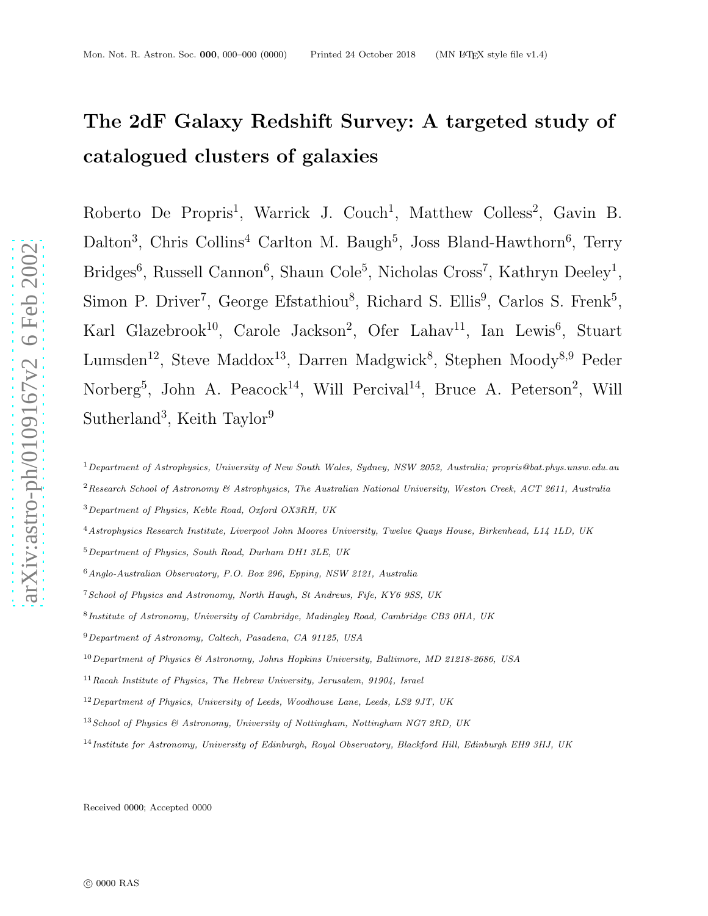# The 2dF Galaxy Redshift Survey: A targeted study of catalogued clusters of galaxies

Roberto De Propris[1], Warrick J. Couch[1], Matthew Colless[2], Gavin B. Dalton[3], Chris Collins[4] Carlton M. Baugh[5], Joss Bland-Hawthorn[6], Terry Bridges[6], Russell Cannon[6], Shaun Cole[5], Nicholas Cross[7], Kathryn Deeley[1], Simon P. Driver[7], George Efstathiou[8], Richard S. Ellis[9], Carlos S. Frenk[5], Karl Glazebrook[10], Carole Jackson[2], Ofer Lahav[11], Ian Lewis[6], Stuart Lumsden[12], Steve Maddox[13], Darren Madgwick[8], Stephen Moody[8,9] Peder Norberg[5], John A. Peacock[14], Will Percival[14], Bruce A. Peterson[2], Will Sutherland[3], Keith Taylor[9]

[1] *Department of Astrophysics, University of New South Wales, Sydney, NSW 2052, Australia; propris@bat.phys.unsw.edu.au*

[2] *Research School of Astronomy & Astrophysics, The Australian National University, Weston Creek, ACT 2611, Australia*

[3] *Department of Physics, Keble Road, Oxford OX3RH, UK*

[4] *Astrophysics Research Institute, Liverpool John Moores University, Twelve Quays House, Birkenhead, L14 1LD, UK*

[5] *Department of Physics, South Road, Durham DH1 3LE, UK*

[6] *Anglo-Australian Observatory, P.O. Box 296, Epping, NSW 2121, Australia*

[7] *School of Physics and Astronomy, North Haugh, St Andrews, Fife, KY6 9SS, UK*

[8] *Institute of Astronomy, University of Cambridge, Madingley Road, Cambridge CB3 0HA, UK*

[9] *Department of Astronomy, Caltech, Pasadena, CA 91125, USA*

[10] *Department of Physics & Astronomy, Johns Hopkins University, Baltimore, MD 21218-2686, USA*

[11] *Racah Institute of Physics, The Hebrew University, Jerusalem, 91904, Israel*

[12] *Department of Physics, University of Leeds, Woodhouse Lane, Leeds, LS2 9JT, UK*

[13] *School of Physics & Astronomy, University of Nottingham, Nottingham NG7 2RD, UK*

[14] *Institute for Astronomy, University of Edinburgh, Royal Observatory, Blackford Hill, Edinburgh EH9 3HJ, UK*

Received 0000; Accepted 0000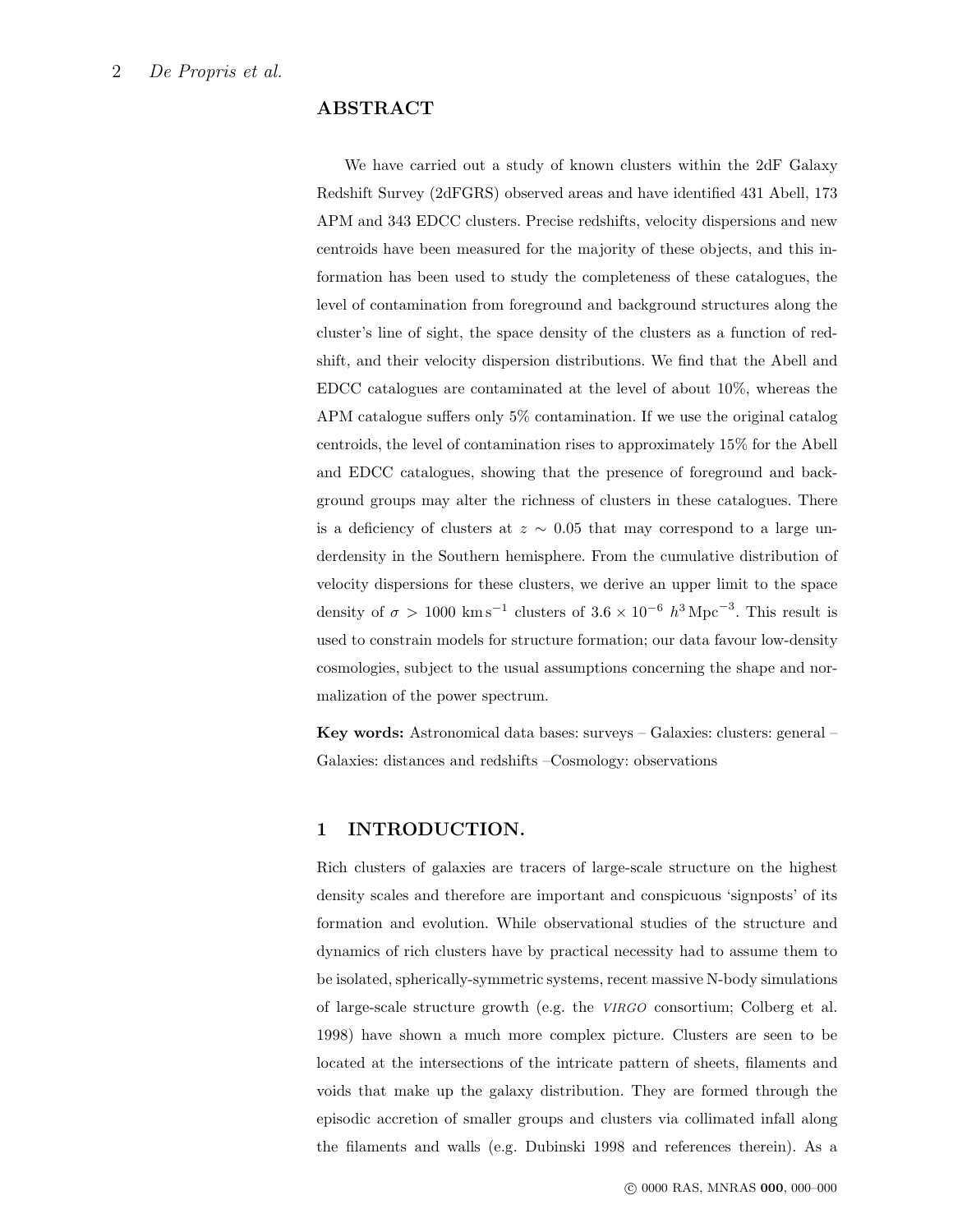## ABSTRACT

We have carried out a study of known clusters within the 2dF Galaxy Redshift Survey (2dFGRS) observed areas and have identified 431 Abell, 173 APM and 343 EDCC clusters. Precise redshifts, velocity dispersions and new centroids have been measured for the majority of these objects, and this information has been used to study the completeness of these catalogues, the level of contamination from foreground and background structures along the cluster's line of sight, the space density of the clusters as a function of redshift, and their velocity dispersion distributions. We find that the Abell and EDCC catalogues are contaminated at the level of about 10%, whereas the APM catalogue suffers only 5% contamination. If we use the original catalog centroids, the level of contamination rises to approximately 15% for the Abell and EDCC catalogues, showing that the presence of foreground and background groups may alter the richness of clusters in these catalogues. There is a deficiency of clusters at $z \sim 0.05$ that may correspond to a large underdensity in the Southern hemisphere. From the cumulative distribution of velocity dispersions for these clusters, we derive an upper limit to the space density of $\sigma > 1000$ km s$^{-1}$ clusters of $3.6 \times 10^{-6}$ $h^3$ Mpc$^{-3}$. This result is used to constrain models for structure formation; our data favour low-density cosmologies, subject to the usual assumptions concerning the shape and normalization of the power spectrum.

**Key words:** Astronomical data bases: surveys – Galaxies: clusters: general – Galaxies: distances and redshifts –Cosmology: observations

## 1 INTRODUCTION.

Rich clusters of galaxies are tracers of large-scale structure on the highest density scales and therefore are important and conspicuous 'signposts' of its formation and evolution. While observational studies of the structure and dynamics of rich clusters have by practical necessity had to assume them to be isolated, spherically-symmetric systems, recent massive N-body simulations of large-scale structure growth (e.g. the *VIRGO* consortium; Colberg et al. 1998) have shown a much more complex picture. Clusters are seen to be located at the intersections of the intricate pattern of sheets, filaments and voids that make up the galaxy distribution. They are formed through the episodic accretion of smaller groups and clusters via collimated infall along the filaments and walls (e.g. Dubinski 1998 and references therein). As a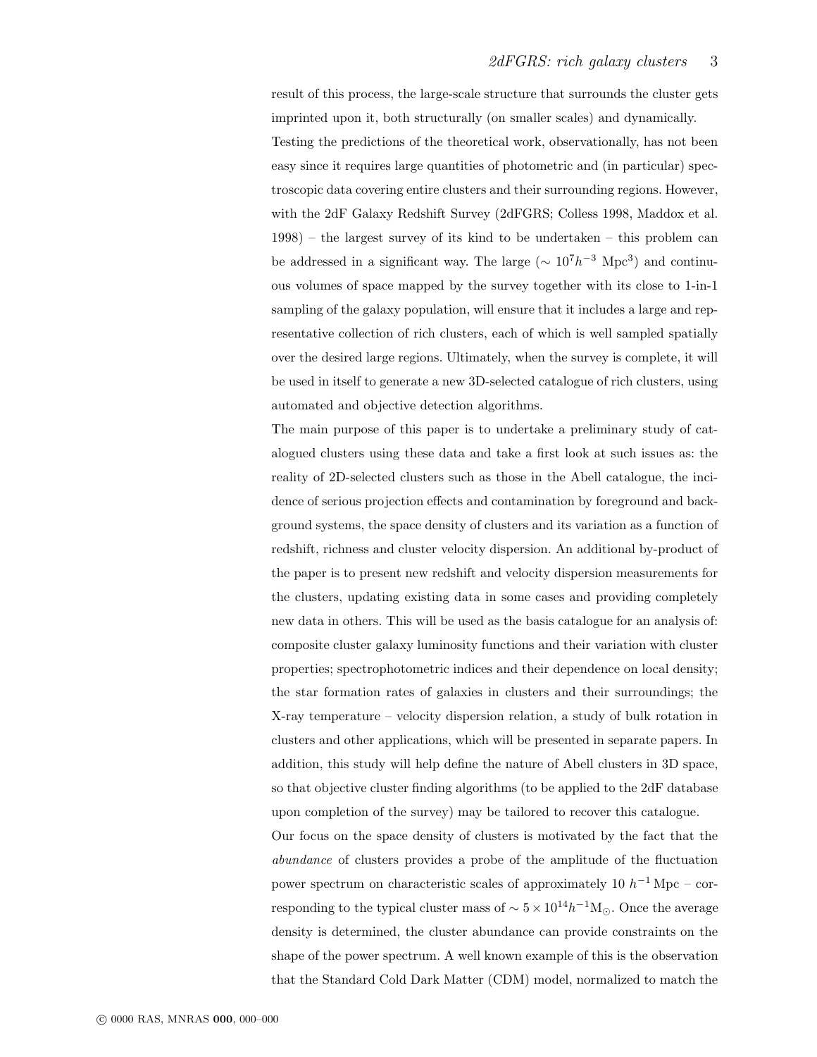result of this process, the large-scale structure that surrounds the cluster gets imprinted upon it, both structurally (on smaller scales) and dynamically.

Testing the predictions of the theoretical work, observationally, has not been easy since it requires large quantities of photometric and (in particular) spectroscopic data covering entire clusters and their surrounding regions. However, with the 2dF Galaxy Redshift Survey (2dFGRS; Colless 1998, Maddox et al. 1998) – the largest survey of its kind to be undertaken – this problem can be addressed in a significant way. The large ($\sim 10^7 h^{-3}$ Mpc$^3$) and continuous volumes of space mapped by the survey together with its close to 1-in-1 sampling of the galaxy population, will ensure that it includes a large and representative collection of rich clusters, each of which is well sampled spatially over the desired large regions. Ultimately, when the survey is complete, it will be used in itself to generate a new 3D-selected catalogue of rich clusters, using automated and objective detection algorithms.

The main purpose of this paper is to undertake a preliminary study of catalogued clusters using these data and take a first look at such issues as: the reality of 2D-selected clusters such as those in the Abell catalogue, the incidence of serious projection effects and contamination by foreground and background systems, the space density of clusters and its variation as a function of redshift, richness and cluster velocity dispersion. An additional by-product of the paper is to present new redshift and velocity dispersion measurements for the clusters, updating existing data in some cases and providing completely new data in others. This will be used as the basis catalogue for an analysis of: composite cluster galaxy luminosity functions and their variation with cluster properties; spectrophotometric indices and their dependence on local density; the star formation rates of galaxies in clusters and their surroundings; the X-ray temperature – velocity dispersion relation, a study of bulk rotation in clusters and other applications, which will be presented in separate papers. In addition, this study will help define the nature of Abell clusters in 3D space, so that objective cluster finding algorithms (to be applied to the 2dF database upon completion of the survey) may be tailored to recover this catalogue.

Our focus on the space density of clusters is motivated by the fact that the *abundance* of clusters provides a probe of the amplitude of the fluctuation power spectrum on characteristic scales of approximately 10 $h^{-1}$ Mpc – corresponding to the typical cluster mass of $\sim 5 \times 10^{14} h^{-1} \mathrm{M}_{\odot}$. Once the average density is determined, the cluster abundance can provide constraints on the shape of the power spectrum. A well known example of this is the observation that the Standard Cold Dark Matter (CDM) model, normalized to match the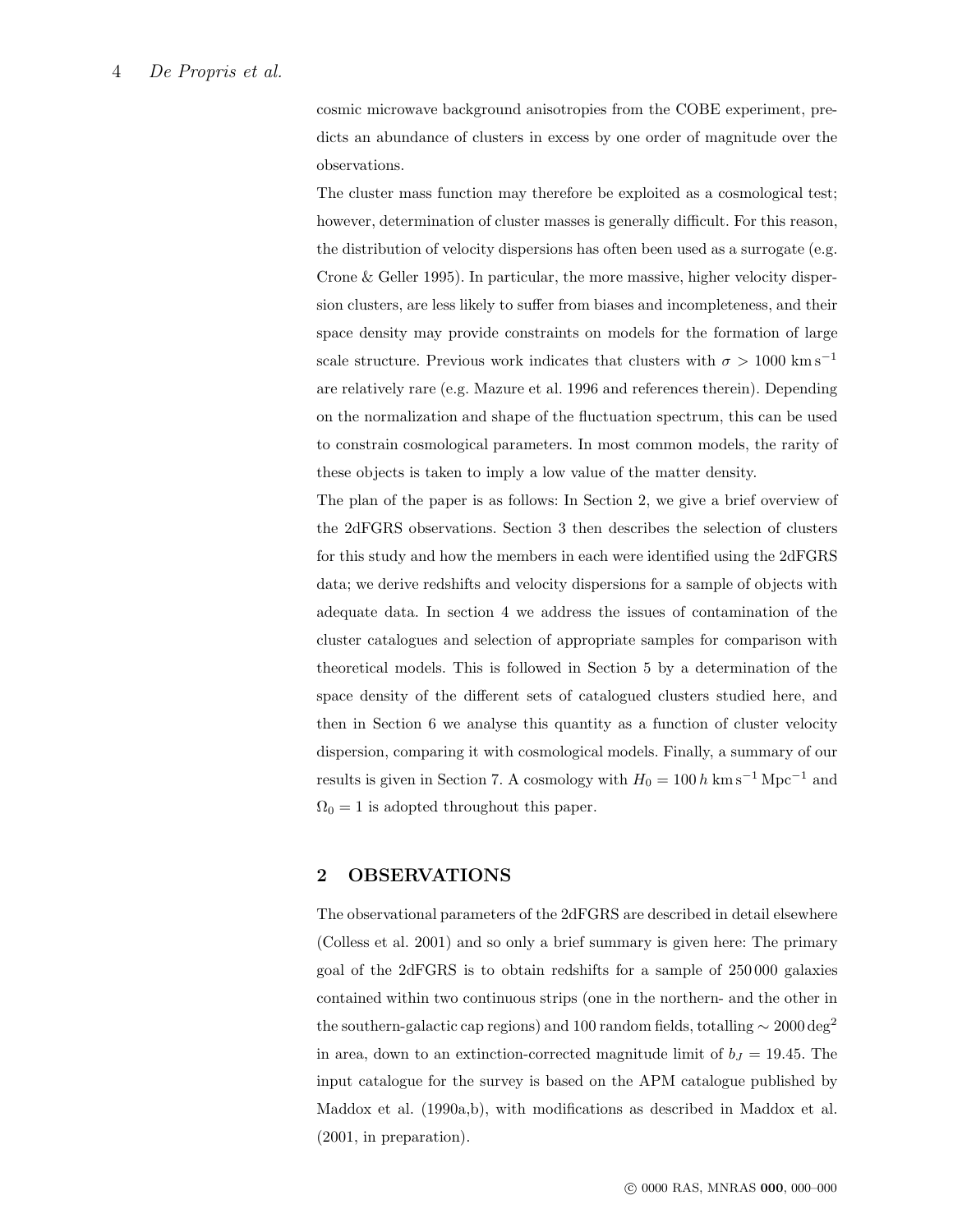cosmic microwave background anisotropies from the COBE experiment, predicts an abundance of clusters in excess by one order of magnitude over the observations.

The cluster mass function may therefore be exploited as a cosmological test; however, determination of cluster masses is generally difficult. For this reason, the distribution of velocity dispersions has often been used as a surrogate (e.g. Crone & Geller 1995). In particular, the more massive, higher velocity dispersion clusters, are less likely to suffer from biases and incompleteness, and their space density may provide constraints on models for the formation of large scale structure. Previous work indicates that clusters with $\sigma > 1000$ km s$^{-1}$ are relatively rare (e.g. Mazure et al. 1996 and references therein). Depending on the normalization and shape of the fluctuation spectrum, this can be used to constrain cosmological parameters. In most common models, the rarity of these objects is taken to imply a low value of the matter density.

The plan of the paper is as follows: In Section 2, we give a brief overview of the 2dFGRS observations. Section 3 then describes the selection of clusters for this study and how the members in each were identified using the 2dFGRS data; we derive redshifts and velocity dispersions for a sample of objects with adequate data. In section 4 we address the issues of contamination of the cluster catalogues and selection of appropriate samples for comparison with theoretical models. This is followed in Section 5 by a determination of the space density of the different sets of catalogued clusters studied here, and then in Section 6 we analyse this quantity as a function of cluster velocity dispersion, comparing it with cosmological models. Finally, a summary of our results is given in Section 7. A cosmology with $H_0 = 100\,h$ km s$^{-1}$ Mpc$^{-1}$ and $\Omega_0 = 1$ is adopted throughout this paper.

## 2 OBSERVATIONS

The observational parameters of the 2dFGRS are described in detail elsewhere (Colless et al. 2001) and so only a brief summary is given here: The primary goal of the 2dFGRS is to obtain redshifts for a sample of 250 000 galaxies contained within two continuous strips (one in the northern- and the other in the southern-galactic cap regions) and 100 random fields, totalling $\sim 2000\,\mathrm{deg}^2$ in area, down to an extinction-corrected magnitude limit of $b_J = 19.45$. The input catalogue for the survey is based on the APM catalogue published by Maddox et al. (1990a,b), with modifications as described in Maddox et al. (2001, in preparation).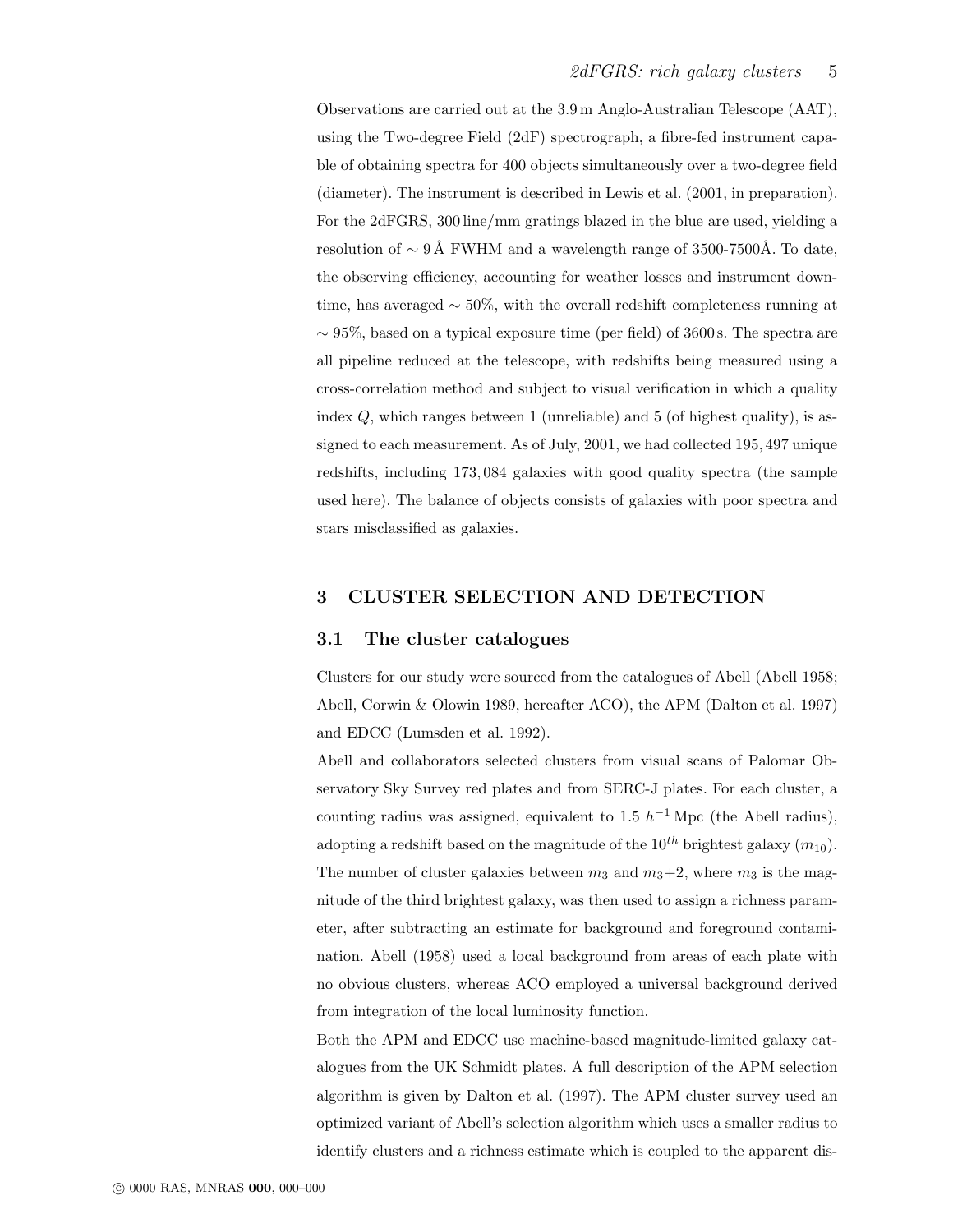Observations are carried out at the 3.9 m Anglo-Australian Telescope (AAT), using the Two-degree Field (2dF) spectrograph, a fibre-fed instrument capable of obtaining spectra for 400 objects simultaneously over a two-degree field (diameter). The instrument is described in Lewis et al. (2001, in preparation). For the 2dFGRS, 300 line/mm gratings blazed in the blue are used, yielding a resolution of $\sim 9$ Å FWHM and a wavelength range of 3500-7500Å. To date, the observing efficiency, accounting for weather losses and instrument downtime, has averaged $\sim 50\%$, with the overall redshift completeness running at $\sim 95\%$, based on a typical exposure time (per field) of 3600 s. The spectra are all pipeline reduced at the telescope, with redshifts being measured using a cross-correlation method and subject to visual verification in which a quality index $Q$, which ranges between 1 (unreliable) and 5 (of highest quality), is assigned to each measurement. As of July, 2001, we had collected 195,497 unique redshifts, including 173,084 galaxies with good quality spectra (the sample used here). The balance of objects consists of galaxies with poor spectra and stars misclassified as galaxies.

## 3 CLUSTER SELECTION AND DETECTION

### 3.1 The cluster catalogues

Clusters for our study were sourced from the catalogues of Abell (Abell 1958; Abell, Corwin & Olowin 1989, hereafter ACO), the APM (Dalton et al. 1997) and EDCC (Lumsden et al. 1992).

Abell and collaborators selected clusters from visual scans of Palomar Observatory Sky Survey red plates and from SERC-J plates. For each cluster, a counting radius was assigned, equivalent to 1.5 $h^{-1}$ Mpc (the Abell radius), adopting a redshift based on the magnitude of the $10^{th}$ brightest galaxy ($m_{10}$). The number of cluster galaxies between $m_3$ and $m_3$+2, where $m_3$ is the magnitude of the third brightest galaxy, was then used to assign a richness parameter, after subtracting an estimate for background and foreground contamination. Abell (1958) used a local background from areas of each plate with no obvious clusters, whereas ACO employed a universal background derived from integration of the local luminosity function.

Both the APM and EDCC use machine-based magnitude-limited galaxy catalogues from the UK Schmidt plates. A full description of the APM selection algorithm is given by Dalton et al. (1997). The APM cluster survey used an optimized variant of Abell's selection algorithm which uses a smaller radius to identify clusters and a richness estimate which is coupled to the apparent dis-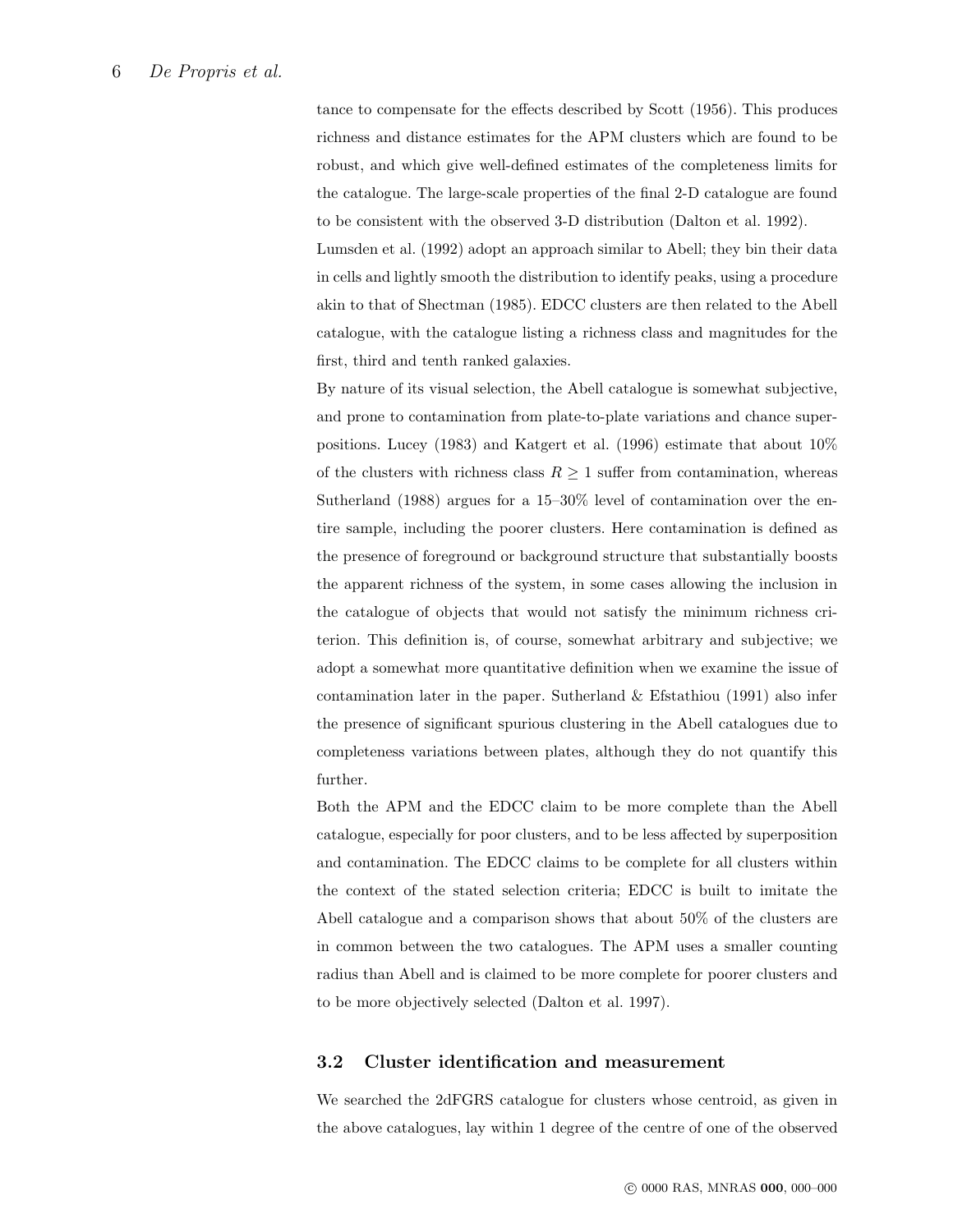tance to compensate for the effects described by Scott (1956). This produces richness and distance estimates for the APM clusters which are found to be robust, and which give well-defined estimates of the completeness limits for the catalogue. The large-scale properties of the final 2-D catalogue are found to be consistent with the observed 3-D distribution (Dalton et al. 1992).

Lumsden et al. (1992) adopt an approach similar to Abell; they bin their data in cells and lightly smooth the distribution to identify peaks, using a procedure akin to that of Shectman (1985). EDCC clusters are then related to the Abell catalogue, with the catalogue listing a richness class and magnitudes for the first, third and tenth ranked galaxies.

By nature of its visual selection, the Abell catalogue is somewhat subjective, and prone to contamination from plate-to-plate variations and chance superpositions. Lucey (1983) and Katgert et al. (1996) estimate that about 10% of the clusters with richness class $R \geq 1$ suffer from contamination, whereas Sutherland (1988) argues for a 15–30% level of contamination over the entire sample, including the poorer clusters. Here contamination is defined as the presence of foreground or background structure that substantially boosts the apparent richness of the system, in some cases allowing the inclusion in the catalogue of objects that would not satisfy the minimum richness criterion. This definition is, of course, somewhat arbitrary and subjective; we adopt a somewhat more quantitative definition when we examine the issue of contamination later in the paper. Sutherland & Efstathiou (1991) also infer the presence of significant spurious clustering in the Abell catalogues due to completeness variations between plates, although they do not quantify this further.

Both the APM and the EDCC claim to be more complete than the Abell catalogue, especially for poor clusters, and to be less affected by superposition and contamination. The EDCC claims to be complete for all clusters within the context of the stated selection criteria; EDCC is built to imitate the Abell catalogue and a comparison shows that about 50% of the clusters are in common between the two catalogues. The APM uses a smaller counting radius than Abell and is claimed to be more complete for poorer clusters and to be more objectively selected (Dalton et al. 1997).

## 3.2 Cluster identification and measurement

We searched the 2dFGRS catalogue for clusters whose centroid, as given in the above catalogues, lay within 1 degree of the centre of one of the observed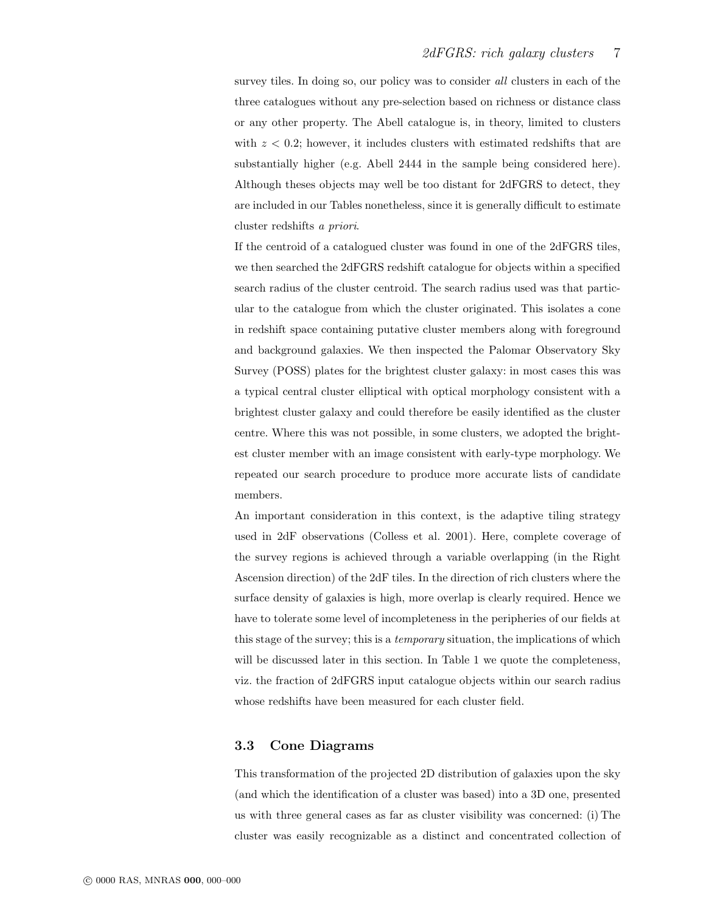survey tiles. In doing so, our policy was to consider *all* clusters in each of the three catalogues without any pre-selection based on richness or distance class or any other property. The Abell catalogue is, in theory, limited to clusters with $z < 0.2$; however, it includes clusters with estimated redshifts that are substantially higher (e.g. Abell 2444 in the sample being considered here). Although theses objects may well be too distant for 2dFGRS to detect, they are included in our Tables nonetheless, since it is generally difficult to estimate cluster redshifts *a priori*.

If the centroid of a catalogued cluster was found in one of the 2dFGRS tiles, we then searched the 2dFGRS redshift catalogue for objects within a specified search radius of the cluster centroid. The search radius used was that particular to the catalogue from which the cluster originated. This isolates a cone in redshift space containing putative cluster members along with foreground and background galaxies. We then inspected the Palomar Observatory Sky Survey (POSS) plates for the brightest cluster galaxy: in most cases this was a typical central cluster elliptical with optical morphology consistent with a brightest cluster galaxy and could therefore be easily identified as the cluster centre. Where this was not possible, in some clusters, we adopted the brightest cluster member with an image consistent with early-type morphology. We repeated our search procedure to produce more accurate lists of candidate members.

An important consideration in this context, is the adaptive tiling strategy used in 2dF observations (Colless et al. 2001). Here, complete coverage of the survey regions is achieved through a variable overlapping (in the Right Ascension direction) of the 2dF tiles. In the direction of rich clusters where the surface density of galaxies is high, more overlap is clearly required. Hence we have to tolerate some level of incompleteness in the peripheries of our fields at this stage of the survey; this is a *temporary* situation, the implications of which will be discussed later in this section. In Table 1 we quote the completeness, viz. the fraction of 2dFGRS input catalogue objects within our search radius whose redshifts have been measured for each cluster field.

### 3.3 Cone Diagrams

This transformation of the projected 2D distribution of galaxies upon the sky (and which the identification of a cluster was based) into a 3D one, presented us with three general cases as far as cluster visibility was concerned: (i) The cluster was easily recognizable as a distinct and concentrated collection of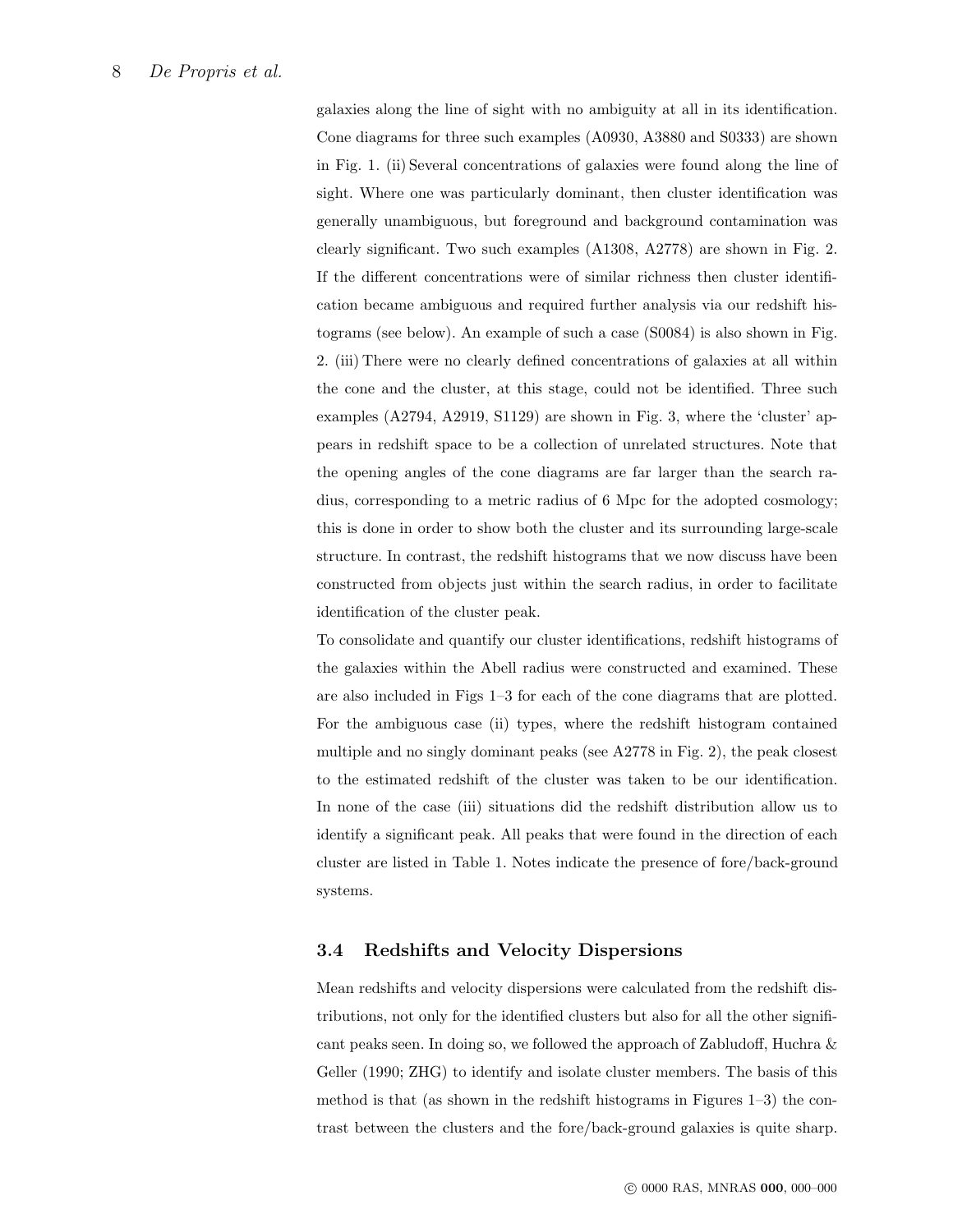galaxies along the line of sight with no ambiguity at all in its identification. Cone diagrams for three such examples (A0930, A3880 and S0333) are shown in Fig. 1. (ii) Several concentrations of galaxies were found along the line of sight. Where one was particularly dominant, then cluster identification was generally unambiguous, but foreground and background contamination was clearly significant. Two such examples (A1308, A2778) are shown in Fig. 2. If the different concentrations were of similar richness then cluster identification became ambiguous and required further analysis via our redshift histograms (see below). An example of such a case (S0084) is also shown in Fig. 2. (iii) There were no clearly defined concentrations of galaxies at all within the cone and the cluster, at this stage, could not be identified. Three such examples (A2794, A2919, S1129) are shown in Fig. 3, where the 'cluster' appears in redshift space to be a collection of unrelated structures. Note that the opening angles of the cone diagrams are far larger than the search radius, corresponding to a metric radius of 6 Mpc for the adopted cosmology; this is done in order to show both the cluster and its surrounding large-scale structure. In contrast, the redshift histograms that we now discuss have been constructed from objects just within the search radius, in order to facilitate identification of the cluster peak.

To consolidate and quantify our cluster identifications, redshift histograms of the galaxies within the Abell radius were constructed and examined. These are also included in Figs 1–3 for each of the cone diagrams that are plotted. For the ambiguous case (ii) types, where the redshift histogram contained multiple and no singly dominant peaks (see A2778 in Fig. 2), the peak closest to the estimated redshift of the cluster was taken to be our identification. In none of the case (iii) situations did the redshift distribution allow us to identify a significant peak. All peaks that were found in the direction of each cluster are listed in Table 1. Notes indicate the presence of fore/back-ground systems.

### 3.4 Redshifts and Velocity Dispersions

Mean redshifts and velocity dispersions were calculated from the redshift distributions, not only for the identified clusters but also for all the other significant peaks seen. In doing so, we followed the approach of Zabludoff, Huchra & Geller (1990; ZHG) to identify and isolate cluster members. The basis of this method is that (as shown in the redshift histograms in Figures 1–3) the contrast between the clusters and the fore/back-ground galaxies is quite sharp.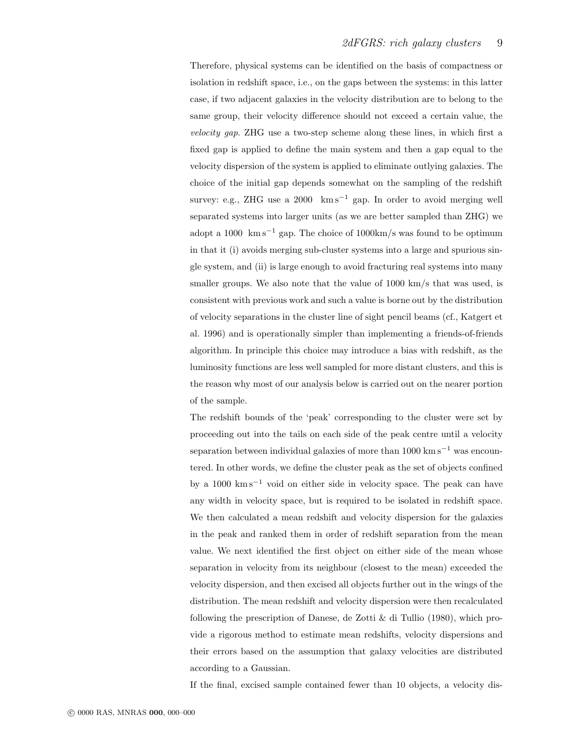Therefore, physical systems can be identified on the basis of compactness or isolation in redshift space, i.e., on the gaps between the systems: in this latter case, if two adjacent galaxies in the velocity distribution are to belong to the same group, their velocity difference should not exceed a certain value, the *velocity gap*. ZHG use a two-step scheme along these lines, in which first a fixed gap is applied to define the main system and then a gap equal to the velocity dispersion of the system is applied to eliminate outlying galaxies. The choice of the initial gap depends somewhat on the sampling of the redshift survey: e.g., ZHG use a 2000 $\mathrm{km\,s^{-1}}$ gap. In order to avoid merging well separated systems into larger units (as we are better sampled than ZHG) we adopt a 1000 $\mathrm{km\,s^{-1}}$ gap. The choice of 1000km/s was found to be optimum in that it (i) avoids merging sub-cluster systems into a large and spurious single system, and (ii) is large enough to avoid fracturing real systems into many smaller groups. We also note that the value of 1000 km/s that was used, is consistent with previous work and such a value is borne out by the distribution of velocity separations in the cluster line of sight pencil beams (cf., Katgert et al. 1996) and is operationally simpler than implementing a friends-of-friends algorithm. In principle this choice may introduce a bias with redshift, as the luminosity functions are less well sampled for more distant clusters, and this is the reason why most of our analysis below is carried out on the nearer portion of the sample.

The redshift bounds of the 'peak' corresponding to the cluster were set by proceeding out into the tails on each side of the peak centre until a velocity separation between individual galaxies of more than 1000 $\mathrm{km\,s^{-1}}$ was encountered. In other words, we define the cluster peak as the set of objects confined by a 1000 $\mathrm{km\,s^{-1}}$ void on either side in velocity space. The peak can have any width in velocity space, but is required to be isolated in redshift space. We then calculated a mean redshift and velocity dispersion for the galaxies in the peak and ranked them in order of redshift separation from the mean value. We next identified the first object on either side of the mean whose separation in velocity from its neighbour (closest to the mean) exceeded the velocity dispersion, and then excised all objects further out in the wings of the distribution. The mean redshift and velocity dispersion were then recalculated following the prescription of Danese, de Zotti & di Tullio (1980), which provide a rigorous method to estimate mean redshifts, velocity dispersions and their errors based on the assumption that galaxy velocities are distributed according to a Gaussian.

If the final, excised sample contained fewer than 10 objects, a velocity dis-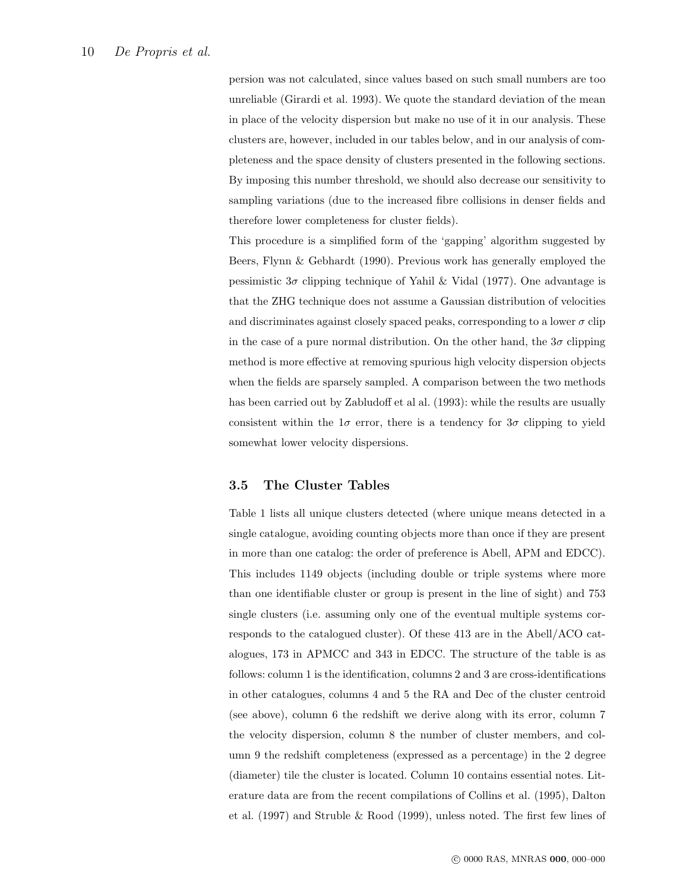persion was not calculated, since values based on such small numbers are too unreliable (Girardi et al. 1993). We quote the standard deviation of the mean in place of the velocity dispersion but make no use of it in our analysis. These clusters are, however, included in our tables below, and in our analysis of completeness and the space density of clusters presented in the following sections. By imposing this number threshold, we should also decrease our sensitivity to sampling variations (due to the increased fibre collisions in denser fields and therefore lower completeness for cluster fields).

This procedure is a simplified form of the 'gapping' algorithm suggested by Beers, Flynn & Gebhardt (1990). Previous work has generally employed the pessimistic $3\sigma$ clipping technique of Yahil & Vidal (1977). One advantage is that the ZHG technique does not assume a Gaussian distribution of velocities and discriminates against closely spaced peaks, corresponding to a lower $\sigma$ clip in the case of a pure normal distribution. On the other hand, the $3\sigma$ clipping method is more effective at removing spurious high velocity dispersion objects when the fields are sparsely sampled. A comparison between the two methods has been carried out by Zabludoff et al (1993): while the results are usually consistent within the $1\sigma$ error, there is a tendency for $3\sigma$ clipping to yield somewhat lower velocity dispersions.

### 3.5 The Cluster Tables

Table 1 lists all unique clusters detected (where unique means detected in a single catalogue, avoiding counting objects more than once if they are present in more than one catalog: the order of preference is Abell, APM and EDCC). This includes 1149 objects (including double or triple systems where more than one identifiable cluster or group is present in the line of sight) and 753 single clusters (i.e. assuming only one of the eventual multiple systems corresponds to the catalogued cluster). Of these 413 are in the Abell/ACO catalogues, 173 in APMCC and 343 in EDCC. The structure of the table is as follows: column 1 is the identification, columns 2 and 3 are cross-identifications in other catalogues, columns 4 and 5 the RA and Dec of the cluster centroid (see above), column 6 the redshift we derive along with its error, column 7 the velocity dispersion, column 8 the number of cluster members, and column 9 the redshift completeness (expressed as a percentage) in the 2 degree (diameter) tile the cluster is located. Column 10 contains essential notes. Literature data are from the recent compilations of Collins et al. (1995), Dalton et al. (1997) and Struble & Rood (1999), unless noted. The first few lines of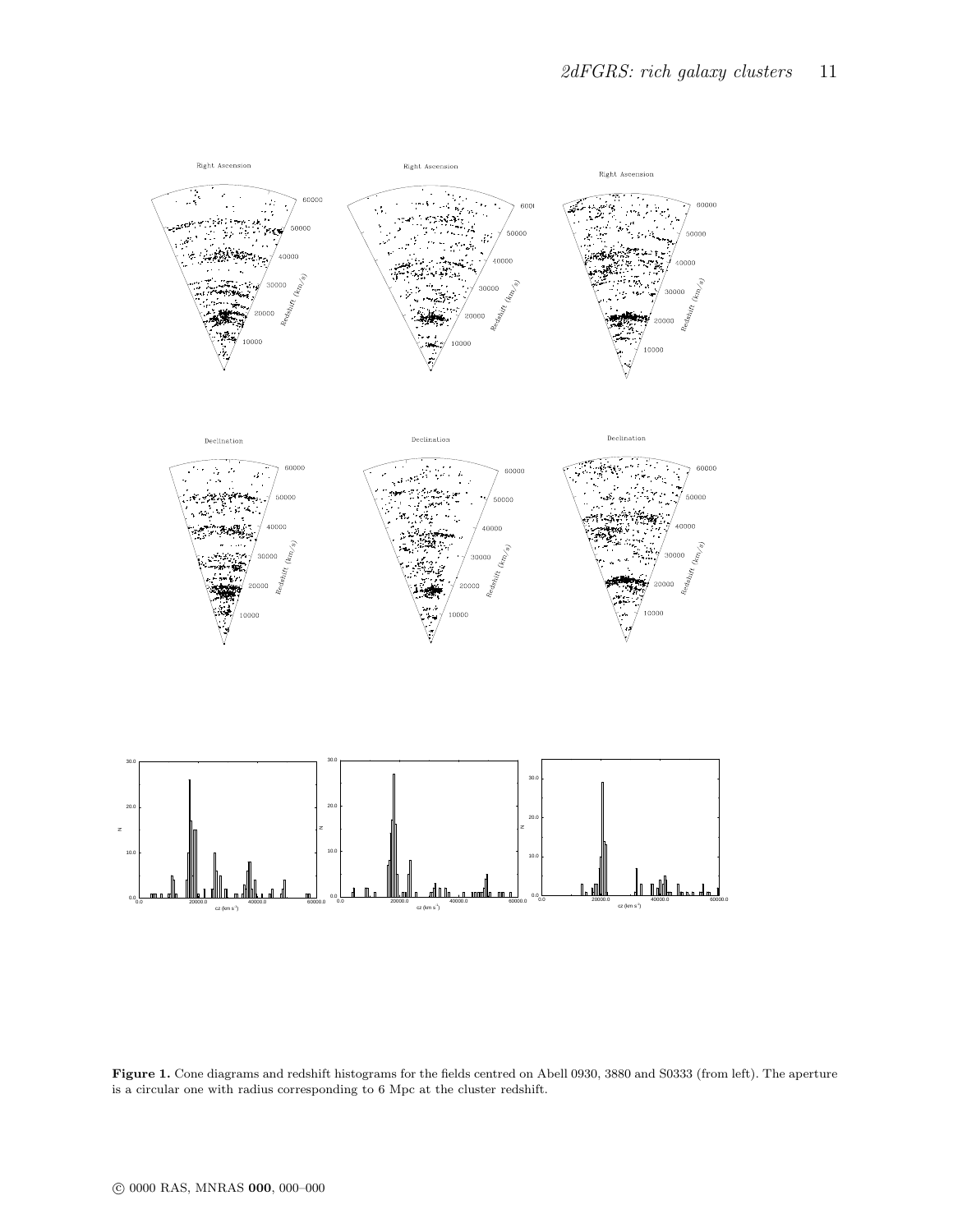**Figure 1.** Cone diagrams and redshift histograms for the fields centred on Abell 0930, 3880 and S0333 (from left). The aperture is a circular one with radius corresponding to 6 Mpc at the cluster redshift.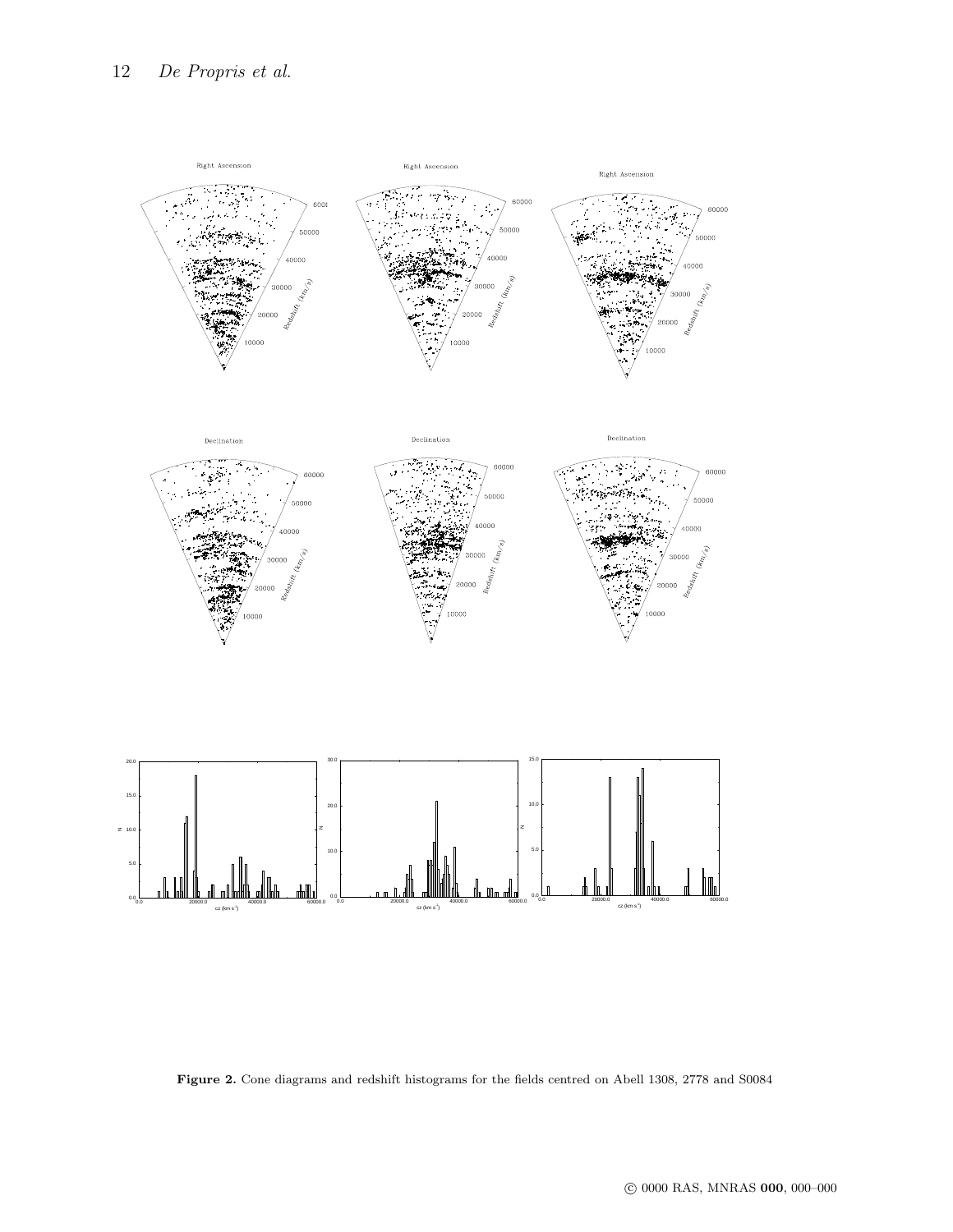**Figure 2.** Cone diagrams and redshift histograms for the fields centred on Abell 1308, 2778 and S0084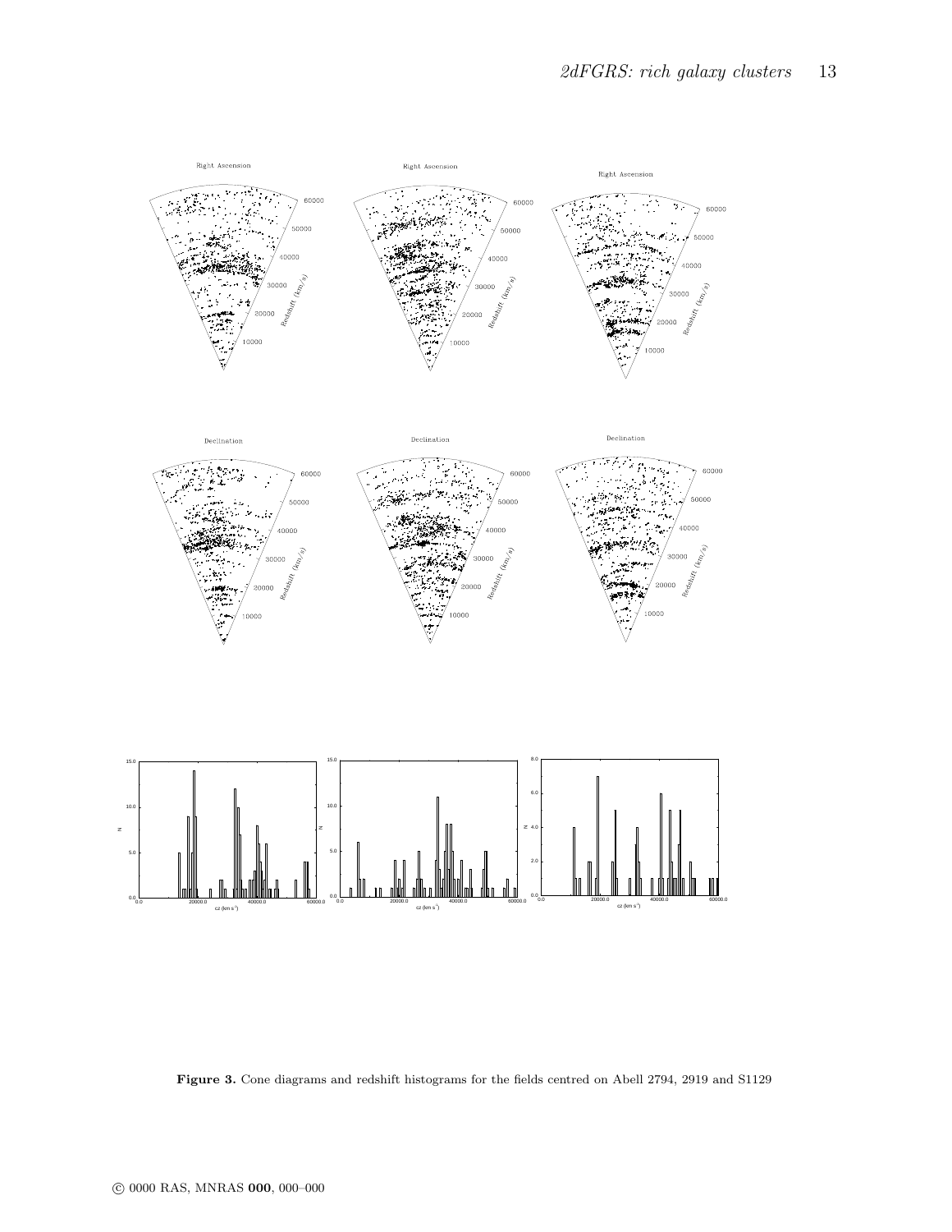**Figure 3.** Cone diagrams and redshift histograms for the fields centred on Abell 2794, 2919 and S1129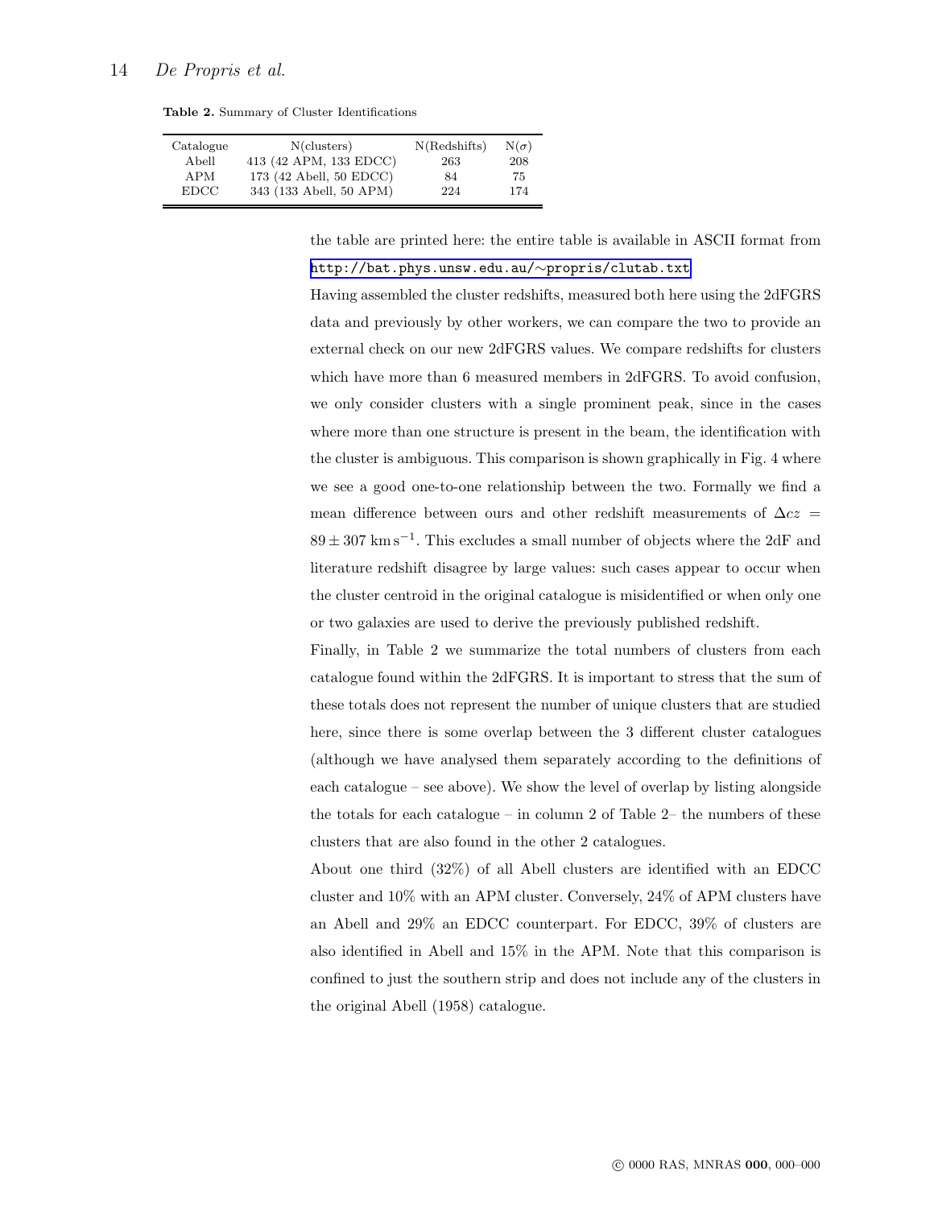**Table 2.** Summary of Cluster Identifications

| Catalogue | N(clusters) | N(Redshifts) | N($\sigma$) |
|---|---|---|---|
| Abell | 413 (42 APM, 133 EDCC) | 263 | 208 |
| APM | 173 (42 Abell, 50 EDCC) | 84 | 75 |
| EDCC | 343 (133 Abell, 50 APM) | 224 | 174 |

the table are printed here: the entire table is available in ASCII format from http://bat.phys.unsw.edu.au/~propris/clutab.txt

Having assembled the cluster redshifts, measured both here using the 2dFGRS data and previously by other workers, we can compare the two to provide an external check on our new 2dFGRS values. We compare redshifts for clusters which have more than 6 measured members in 2dFGRS. To avoid confusion, we only consider clusters with a single prominent peak, since in the cases where more than one structure is present in the beam, the identification with the cluster is ambiguous. This comparison is shown graphically in Fig. 4 where we see a good one-to-one relationship between the two. Formally we find a mean difference between ours and other redshift measurements of $\Delta cz = 89 \pm 307$ km s$^{-1}$. This excludes a small number of objects where the 2dF and literature redshift disagree by large values: such cases appear to occur when the cluster centroid in the original catalogue is misidentified or when only one or two galaxies are used to derive the previously published redshift.

Finally, in Table 2 we summarize the total numbers of clusters from each catalogue found within the 2dFGRS. It is important to stress that the sum of these totals does not represent the number of unique clusters that are studied here, since there is some overlap between the 3 different cluster catalogues (although we have analysed them separately according to the definitions of each catalogue – see above). We show the level of overlap by listing alongside the totals for each catalogue – in column 2 of Table 2– the numbers of these clusters that are also found in the other 2 catalogues.

About one third (32%) of all Abell clusters are identified with an EDCC cluster and 10% with an APM cluster. Conversely, 24% of APM clusters have an Abell and 29% an EDCC counterpart. For EDCC, 39% of clusters are also identified in Abell and 15% in the APM. Note that this comparison is confined to just the southern strip and does not include any of the clusters in the original Abell (1958) catalogue.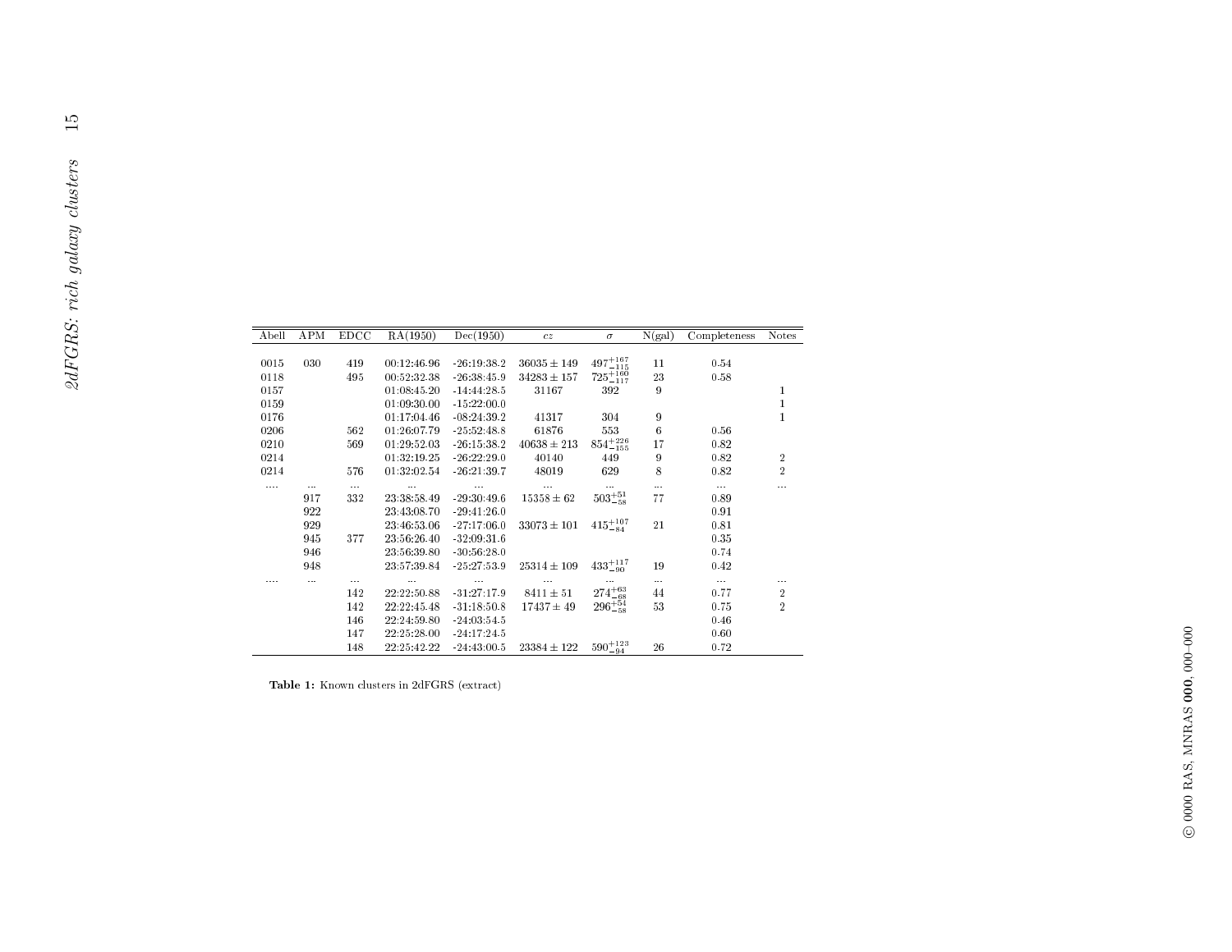| Abell | APM | EDCC | RA(1950) | Dec(1950) | $cz$ | $\sigma$ | N(gal) | Completeness | Notes |
|---|---|---|---|---|---|---|---|---|---|
| 0015 | 030 | 419 | 00:12:46.96 | -26:19:38.2 | $36035 \pm 149$ | $497^{+167}_{-115}$ | 11 | 0.54 | |
| 0118 | | 495 | 00:52:32.38 | -26:38:45.9 | $34283 \pm 157$ | $725^{+160}_{-117}$ | 23 | 0.58 | |
| 0157 | | | 01:08:45.20 | -14:44:28.5 | 31167 | 392 | 9 | | 1 |
| 0159 | | | 01:09:30.00 | -15:22:00.0 | | | | | 1 |
| 0176 | | | 01:17:04.46 | -08:24:39.2 | 41317 | 304 | 9 | | 1 |
| 0206 | | 562 | 01:26:07.79 | -25:52:48.8 | 61876 | 553 | 6 | 0.56 | |
| 0210 | | 569 | 01:29:52.03 | -26:15:38.2 | $40638 \pm 213$ | $854^{+226}_{-155}$ | 17 | 0.82 | |
| 0214 | | | 01:32:19.25 | -26:22:29.0 | 40140 | 449 | 9 | 0.82 | 2 |
| 0214 | | 576 | 01:32:02.54 | -26:21:39.7 | 48019 | 629 | 8 | 0.82 | 2 |
| .... | ... | ... | ... | ... | ... | ... | ... | ... | ... |
| | 917 | 332 | 23:38:58.49 | -29:30:49.6 | $15358 \pm 62$ | $503^{+51}_{-58}$ | 77 | 0.89 | |
| | 922 | | 23:43:08.70 | -29:41:26.0 | | | | 0.91 | |
| | 929 | | 23:46:53.06 | -27:17:06.0 | $33073 \pm 101$ | $415^{+107}_{-84}$ | 21 | 0.81 | |
| | 945 | 377 | 23:56:26.40 | -32:09:31.6 | | | | 0.35 | |
| | 946 | | 23:56:39.80 | -30:56:28.0 | | | | 0.74 | |
| | 948 | | 23:57:39.84 | -25:27:53.9 | $25314 \pm 109$ | $433^{+117}_{-90}$ | 19 | 0.42 | |
| .... | ... | ... | ... | ... | ... | ... | ... | ... | ... |
| | | 142 | 22:22:50.88 | -31:27:17.9 | $8411 \pm 51$ | $274^{+63}_{-68}$ | 44 | 0.77 | 2 |
| | | 142 | 22:22:45.48 | -31:18:50.8 | $17437 \pm 49$ | $296^{+54}_{-58}$ | 53 | 0.75 | 2 |
| | | 146 | 22:24:59.80 | -24:03:54.5 | | | | 0.46 | |
| | | 147 | 22:25:28.00 | -24:17:24.5 | | | | 0.60 | |
| | | 148 | 22:25:42.22 | -24:43:00.5 | $23384 \pm 122$ | $590^{+123}_{-94}$ | 26 | 0.72 | |

**Table 1:** Known clusters in 2dFGRS (extract)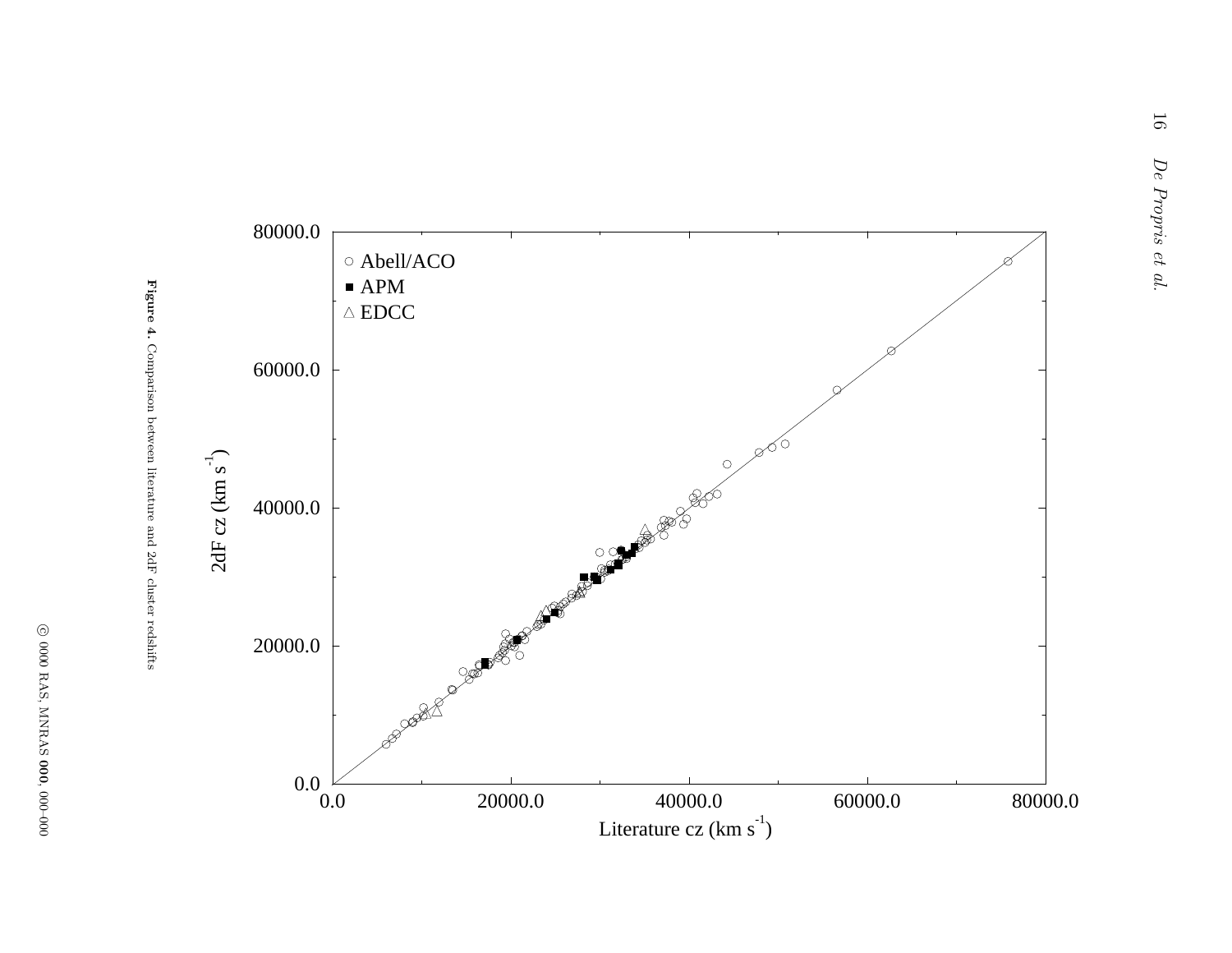**Figure 4.** Comparison between literature and 2dF cluster redshifts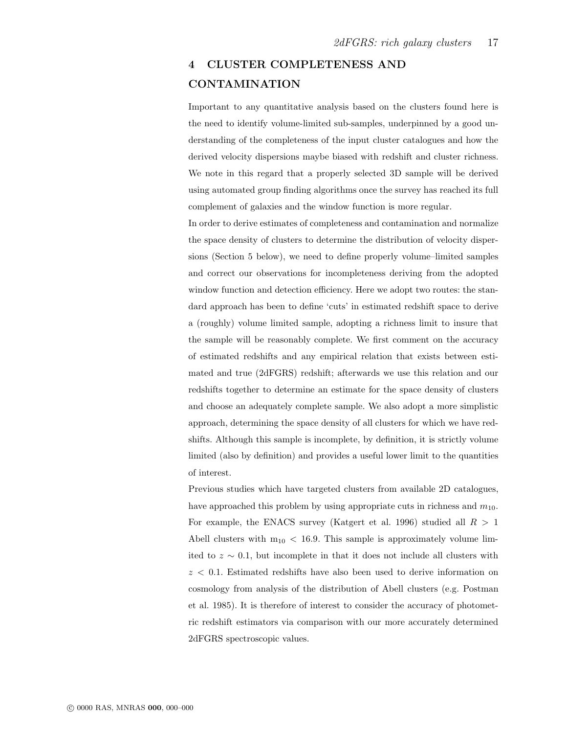## 4 CLUSTER COMPLETENESS AND CONTAMINATION

Important to any quantitative analysis based on the clusters found here is the need to identify volume-limited sub-samples, underpinned by a good understanding of the completeness of the input cluster catalogues and how the derived velocity dispersions maybe biased with redshift and cluster richness. We note in this regard that a properly selected 3D sample will be derived using automated group finding algorithms once the survey has reached its full complement of galaxies and the window function is more regular.

In order to derive estimates of completeness and contamination and normalize the space density of clusters to determine the distribution of velocity dispersions (Section 5 below), we need to define properly volume–limited samples and correct our observations for incompleteness deriving from the adopted window function and detection efficiency. Here we adopt two routes: the standard approach has been to define 'cuts' in estimated redshift space to derive a (roughly) volume limited sample, adopting a richness limit to insure that the sample will be reasonably complete. We first comment on the accuracy of estimated redshifts and any empirical relation that exists between estimated and true (2dFGRS) redshift; afterwards we use this relation and our redshifts together to determine an estimate for the space density of clusters and choose an adequately complete sample. We also adopt a more simplistic approach, determining the space density of all clusters for which we have redshifts. Although this sample is incomplete, by definition, it is strictly volume limited (also by definition) and provides a useful lower limit to the quantities of interest.

Previous studies which have targeted clusters from available 2D catalogues, have approached this problem by using appropriate cuts in richness and $m_{10}$. For example, the ENACS survey (Katgert et al. 1996) studied all $R > 1$ Abell clusters with $m_{10} < 16.9$. This sample is approximately volume limited to $z \sim 0.1$, but incomplete in that it does not include all clusters with $z < 0.1$. Estimated redshifts have also been used to derive information on cosmology from analysis of the distribution of Abell clusters (e.g. Postman et al. 1985). It is therefore of interest to consider the accuracy of photometric redshift estimators via comparison with our more accurately determined 2dFGRS spectroscopic values.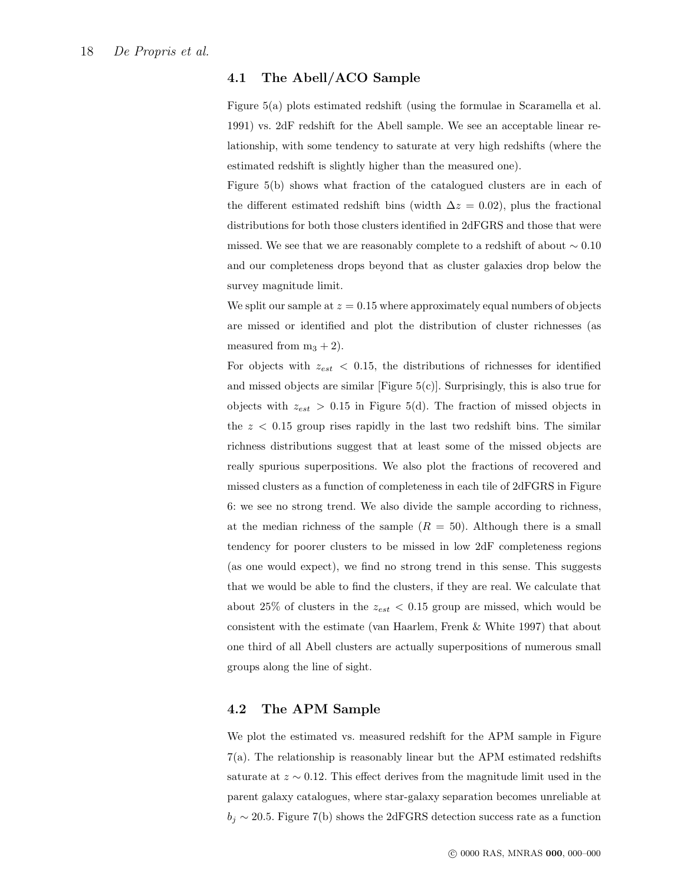## 4.1 The Abell/ACO Sample

Figure 5(a) plots estimated redshift (using the formulae in Scaramella et al. 1991) vs. 2dF redshift for the Abell sample. We see an acceptable linear relationship, with some tendency to saturate at very high redshifts (where the estimated redshift is slightly higher than the measured one).

Figure 5(b) shows what fraction of the catalogued clusters are in each of the different estimated redshift bins (width $\Delta z = 0.02$), plus the fractional distributions for both those clusters identified in 2dFGRS and those that were missed. We see that we are reasonably complete to a redshift of about $\sim 0.10$ and our completeness drops beyond that as cluster galaxies drop below the survey magnitude limit.

We split our sample at $z = 0.15$ where approximately equal numbers of objects are missed or identified and plot the distribution of cluster richnesses (as measured from $\mathrm{m}_3 + 2$).

For objects with $z_{est} < 0.15$, the distributions of richnesses for identified and missed objects are similar [Figure 5(c)]. Surprisingly, this is also true for objects with $z_{est} > 0.15$ in Figure 5(d). The fraction of missed objects in the $z < 0.15$ group rises rapidly in the last two redshift bins. The similar richness distributions suggest that at least some of the missed objects are really spurious superpositions. We also plot the fractions of recovered and missed clusters as a function of completeness in each tile of 2dFGRS in Figure 6: we see no strong trend. We also divide the sample according to richness, at the median richness of the sample ($R = 50$). Although there is a small tendency for poorer clusters to be missed in low 2dF completeness regions (as one would expect), we find no strong trend in this sense. This suggests that we would be able to find the clusters, if they are real. We calculate that about 25% of clusters in the $z_{est} < 0.15$ group are missed, which would be consistent with the estimate (van Haarlem, Frenk & White 1997) that about one third of all Abell clusters are actually superpositions of numerous small groups along the line of sight.

## 4.2 The APM Sample

We plot the estimated vs. measured redshift for the APM sample in Figure 7(a). The relationship is reasonably linear but the APM estimated redshifts saturate at $z \sim 0.12$. This effect derives from the magnitude limit used in the parent galaxy catalogues, where star-galaxy separation becomes unreliable at $b_j \sim 20.5$. Figure 7(b) shows the 2dFGRS detection success rate as a function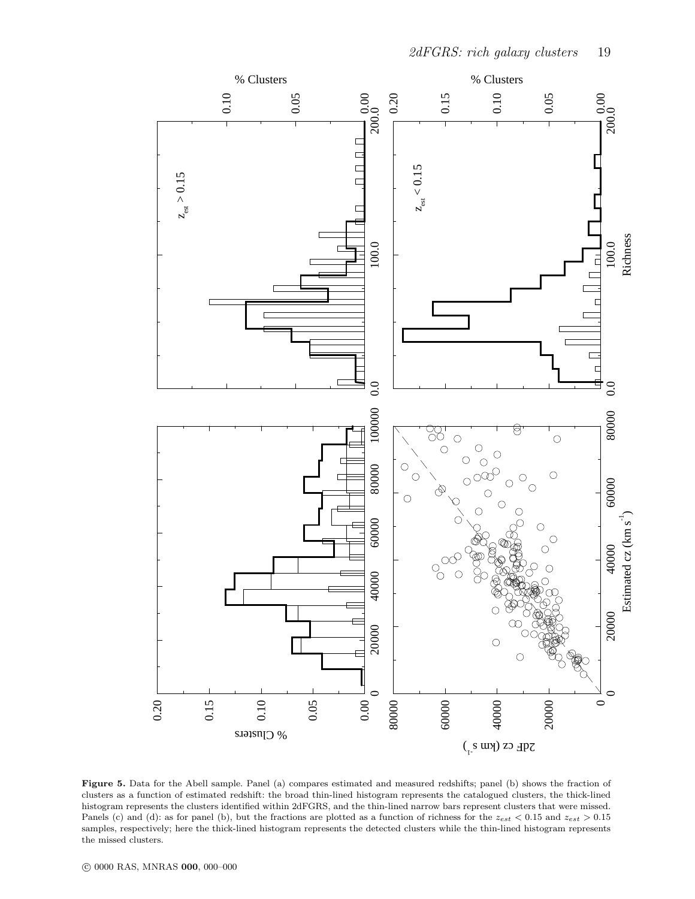**Figure 5.** Data for the Abell sample. Panel (a) compares estimated and measured redshifts; panel (b) shows the fraction of clusters as a function of estimated redshift: the broad thin-lined histogram represents the catalogued clusters, the thick-lined histogram represents the clusters identified within 2dFGRS, and the thin-lined narrow bars represent clusters that were missed. Panels (c) and (d): as for panel (b), but the fractions are plotted as a function of richness for the $z_{est} < 0.15$ and $z_{est} > 0.15$ samples, respectively; here the thick-lined histogram represents the detected clusters while the thin-lined histogram represents the missed clusters.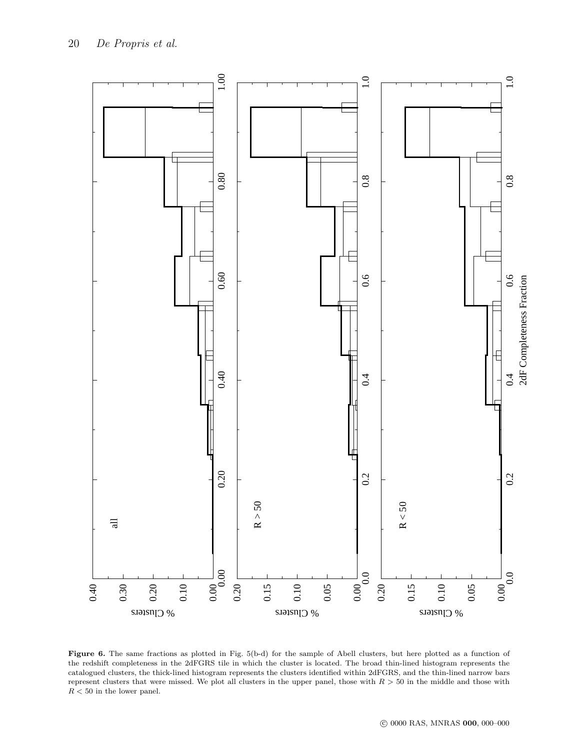**Figure 6.** The same fractions as plotted in Fig. 5(b-d) for the sample of Abell clusters, but here plotted as a function of the redshift completeness in the 2dFGRS tile in which the cluster is located. The broad thin-lined histogram represents the catalogued clusters, the thick-lined histogram represents the clusters identified within 2dFGRS, and the thin-lined narrow bars represent clusters that were missed. We plot all clusters in the upper panel, those with $R > 50$ in the middle and those with $R < 50$ in the lower panel.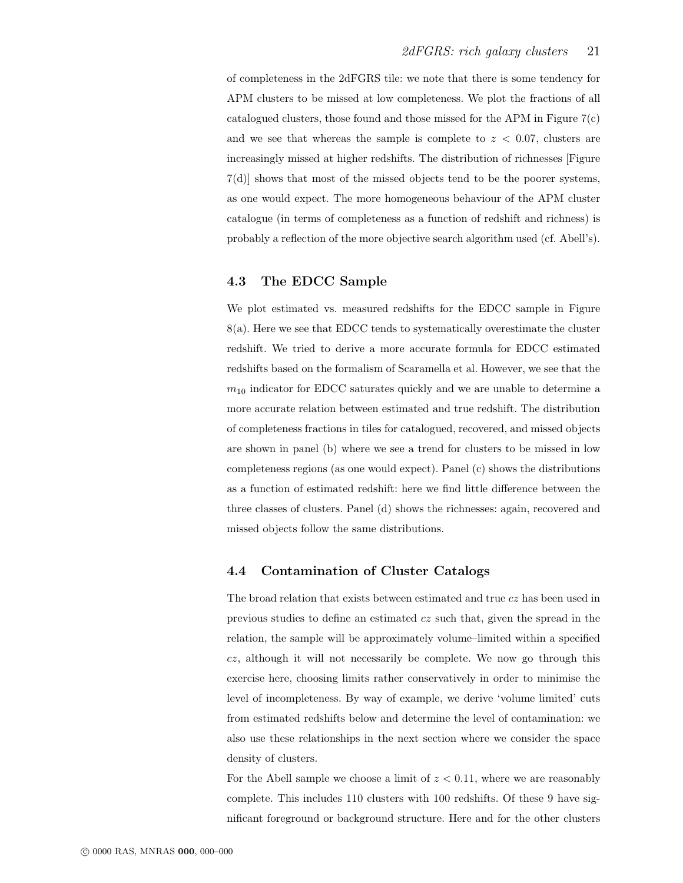of completeness in the 2dFGRS tile: we note that there is some tendency for APM clusters to be missed at low completeness. We plot the fractions of all catalogued clusters, those found and those missed for the APM in Figure 7(c) and we see that whereas the sample is complete to $z < 0.07$, clusters are increasingly missed at higher redshifts. The distribution of richnesses [Figure 7(d)] shows that most of the missed objects tend to be the poorer systems, as one would expect. The more homogeneous behaviour of the APM cluster catalogue (in terms of completeness as a function of redshift and richness) is probably a reflection of the more objective search algorithm used (cf. Abell's).

### 4.3 The EDCC Sample

We plot estimated vs. measured redshifts for the EDCC sample in Figure 8(a). Here we see that EDCC tends to systematically overestimate the cluster redshift. We tried to derive a more accurate formula for EDCC estimated redshifts based on the formalism of Scaramella et al. However, we see that the $m_{10}$ indicator for EDCC saturates quickly and we are unable to determine a more accurate relation between estimated and true redshift. The distribution of completeness fractions in tiles for catalogued, recovered, and missed objects are shown in panel (b) where we see a trend for clusters to be missed in low completeness regions (as one would expect). Panel (c) shows the distributions as a function of estimated redshift: here we find little difference between the three classes of clusters. Panel (d) shows the richnesses: again, recovered and missed objects follow the same distributions.

### 4.4 Contamination of Cluster Catalogs

The broad relation that exists between estimated and true $cz$ has been used in previous studies to define an estimated $cz$ such that, given the spread in the relation, the sample will be approximately volume–limited within a specified $cz$, although it will not necessarily be complete. We now go through this exercise here, choosing limits rather conservatively in order to minimise the level of incompleteness. By way of example, we derive 'volume limited' cuts from estimated redshifts below and determine the level of contamination: we also use these relationships in the next section where we consider the space density of clusters.

For the Abell sample we choose a limit of $z < 0.11$, where we are reasonably complete. This includes 110 clusters with 100 redshifts. Of these 9 have significant foreground or background structure. Here and for the other clusters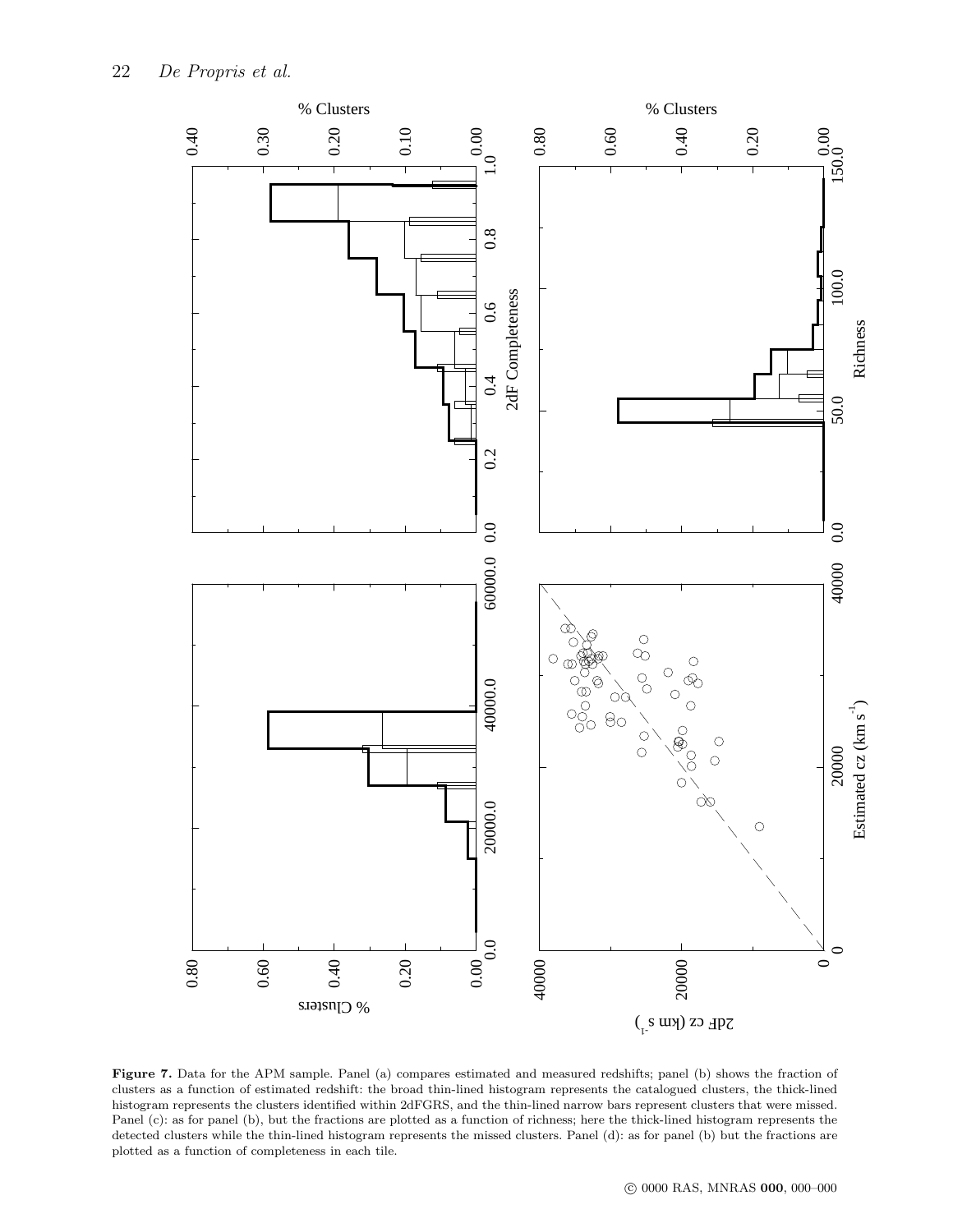**Figure 7.** Data for the APM sample. Panel (a) compares estimated and measured redshifts; panel (b) shows the fraction of clusters as a function of estimated redshift: the broad thin-lined histogram represents the catalogued clusters, the thick-lined histogram represents the clusters identified within 2dFGRS, and the thin-lined narrow bars represent clusters that were missed. Panel (c): as for panel (b), but the fractions are plotted as a function of richness; here the thick-lined histogram represents the detected clusters while the thin-lined histogram represents the missed clusters. Panel (d): as for panel (b) but the fractions are plotted as a function of completeness in each tile.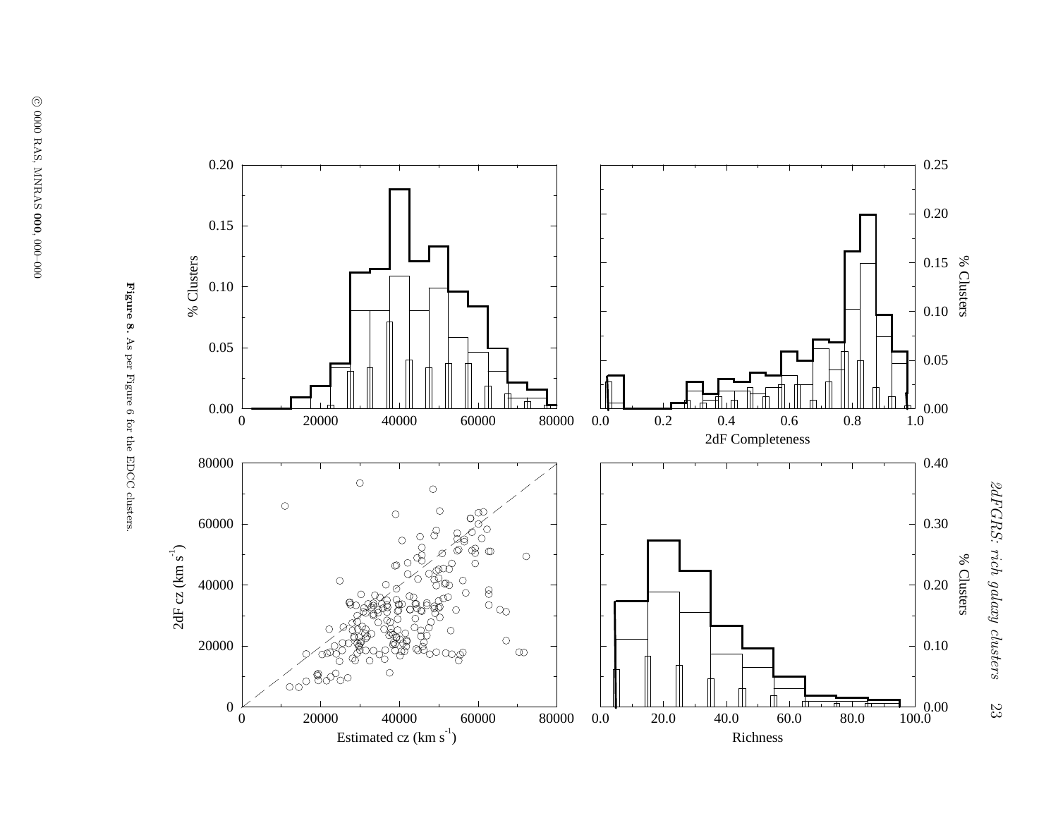**Figure 8.** As per Figure 6 for the EDCC clusters.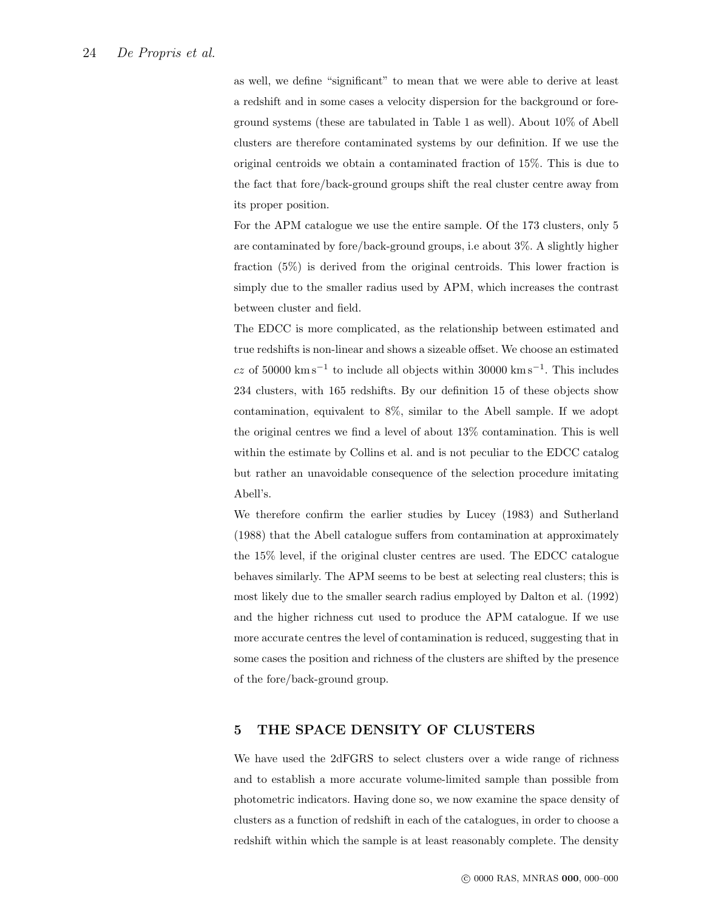as well, we define "significant" to mean that we were able to derive at least a redshift and in some cases a velocity dispersion for the background or foreground systems (these are tabulated in Table 1 as well). About 10% of Abell clusters are therefore contaminated systems by our definition. If we use the original centroids we obtain a contaminated fraction of 15%. This is due to the fact that fore/back-ground groups shift the real cluster centre away from its proper position.

For the APM catalogue we use the entire sample. Of the 173 clusters, only 5 are contaminated by fore/back-ground groups, i.e about 3%. A slightly higher fraction (5%) is derived from the original centroids. This lower fraction is simply due to the smaller radius used by APM, which increases the contrast between cluster and field.

The EDCC is more complicated, as the relationship between estimated and true redshifts is non-linear and shows a sizeable offset. We choose an estimated $cz$ of 50000 $\mathrm{km\,s^{-1}}$ to include all objects within 30000 $\mathrm{km\,s^{-1}}$. This includes 234 clusters, with 165 redshifts. By our definition 15 of these objects show contamination, equivalent to 8%, similar to the Abell sample. If we adopt the original centres we find a level of about 13% contamination. This is well within the estimate by Collins et al. and is not peculiar to the EDCC catalog but rather an unavoidable consequence of the selection procedure imitating Abell's.

We therefore confirm the earlier studies by Lucey (1983) and Sutherland (1988) that the Abell catalogue suffers from contamination at approximately the 15% level, if the original cluster centres are used. The EDCC catalogue behaves similarly. The APM seems to be best at selecting real clusters; this is most likely due to the smaller search radius employed by Dalton et al. (1992) and the higher richness cut used to produce the APM catalogue. If we use more accurate centres the level of contamination is reduced, suggesting that in some cases the position and richness of the clusters are shifted by the presence of the fore/back-ground group.

## 5 THE SPACE DENSITY OF CLUSTERS

We have used the 2dFGRS to select clusters over a wide range of richness and to establish a more accurate volume-limited sample than possible from photometric indicators. Having done so, we now examine the space density of clusters as a function of redshift in each of the catalogues, in order to choose a redshift within which the sample is at least reasonably complete. The density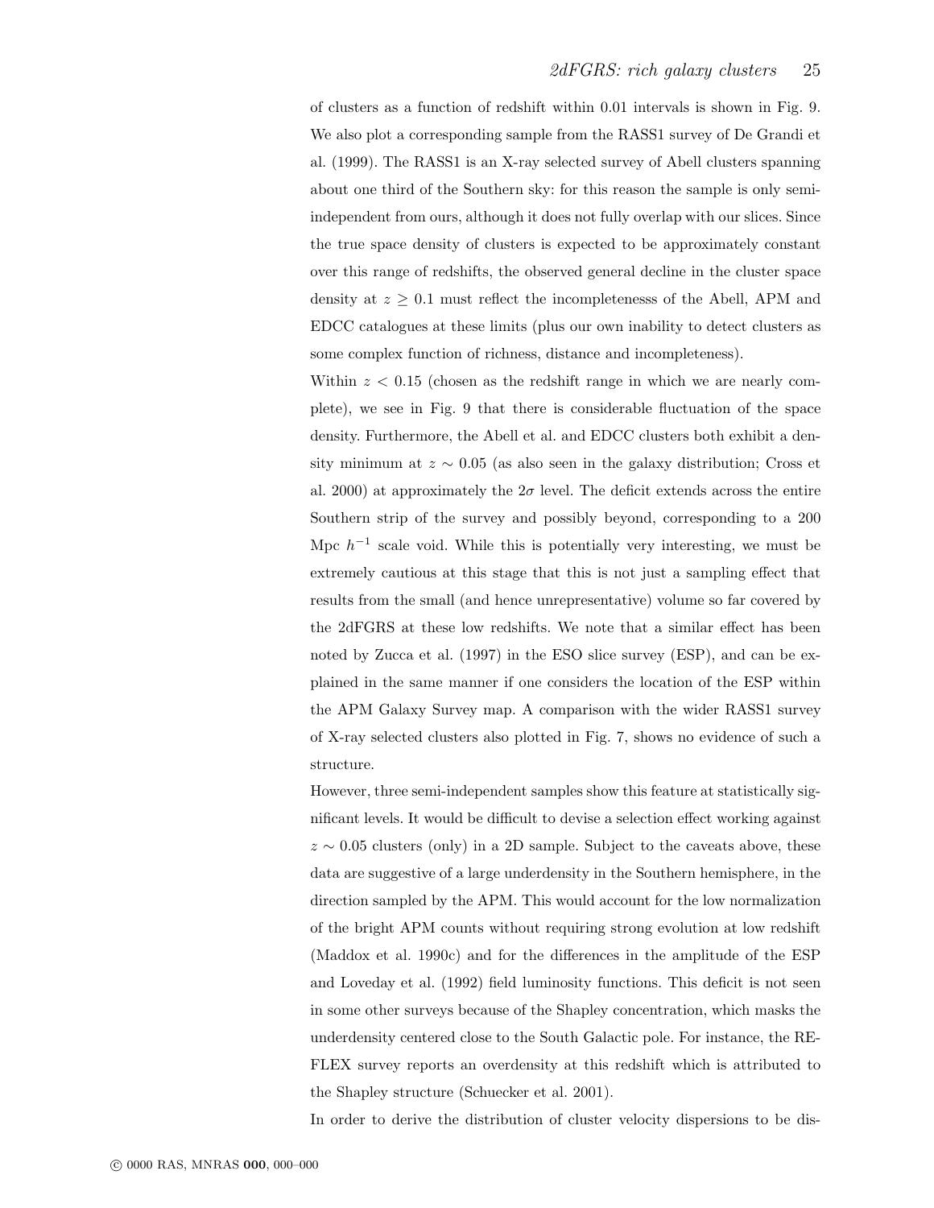of clusters as a function of redshift within 0.01 intervals is shown in Fig. 9. We also plot a corresponding sample from the RASS1 survey of De Grandi et al. (1999). The RASS1 is an X-ray selected survey of Abell clusters spanning about one third of the Southern sky: for this reason the sample is only semi-independent from ours, although it does not fully overlap with our slices. Since the true space density of clusters is expected to be approximately constant over this range of redshifts, the observed general decline in the cluster space density at $z \geq 0.1$ must reflect the incompletenesss of the Abell, APM and EDCC catalogues at these limits (plus our own inability to detect clusters as some complex function of richness, distance and incompleteness).

Within $z < 0.15$ (chosen as the redshift range in which we are nearly complete), we see in Fig. 9 that there is considerable fluctuation of the space density. Furthermore, the Abell et al. and EDCC clusters both exhibit a density minimum at $z \sim 0.05$ (as also seen in the galaxy distribution; Cross et al. 2000) at approximately the $2\sigma$ level. The deficit extends across the entire Southern strip of the survey and possibly beyond, corresponding to a 200 Mpc $h^{-1}$ scale void. While this is potentially very interesting, we must be extremely cautious at this stage that this is not just a sampling effect that results from the small (and hence unrepresentative) volume so far covered by the 2dFGRS at these low redshifts. We note that a similar effect has been noted by Zucca et al. (1997) in the ESO slice survey (ESP), and can be explained in the same manner if one considers the location of the ESP within the APM Galaxy Survey map. A comparison with the wider RASS1 survey of X-ray selected clusters also plotted in Fig. 7, shows no evidence of such a structure.

However, three semi-independent samples show this feature at statistically significant levels. It would be difficult to devise a selection effect working against $z \sim 0.05$ clusters (only) in a 2D sample. Subject to the caveats above, these data are suggestive of a large underdensity in the Southern hemisphere, in the direction sampled by the APM. This would account for the low normalization of the bright APM counts without requiring strong evolution at low redshift (Maddox et al. 1990c) and for the differences in the amplitude of the ESP and Loveday et al. (1992) field luminosity functions. This deficit is not seen in some other surveys because of the Shapley concentration, which masks the underdensity centered close to the South Galactic pole. For instance, the REFLEX survey reports an overdensity at this redshift which is attributed to the Shapley structure (Schuecker et al. 2001).

In order to derive the distribution of cluster velocity dispersions to be dis-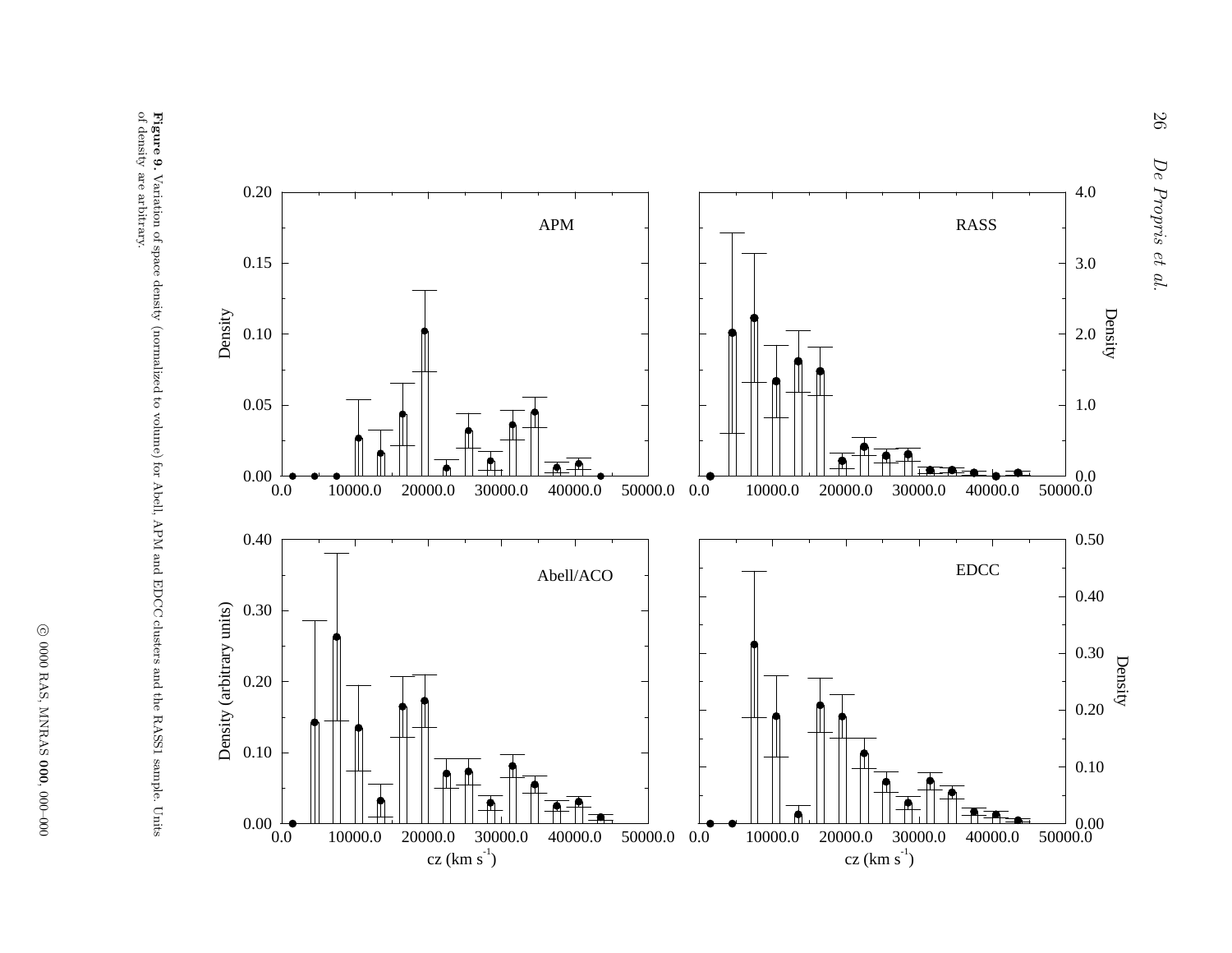**Figure 9.** Variation of space density (normalized to volume) for Abell, APM and EDCC clusters and the RASS1 sample. Units of density are arbitrary.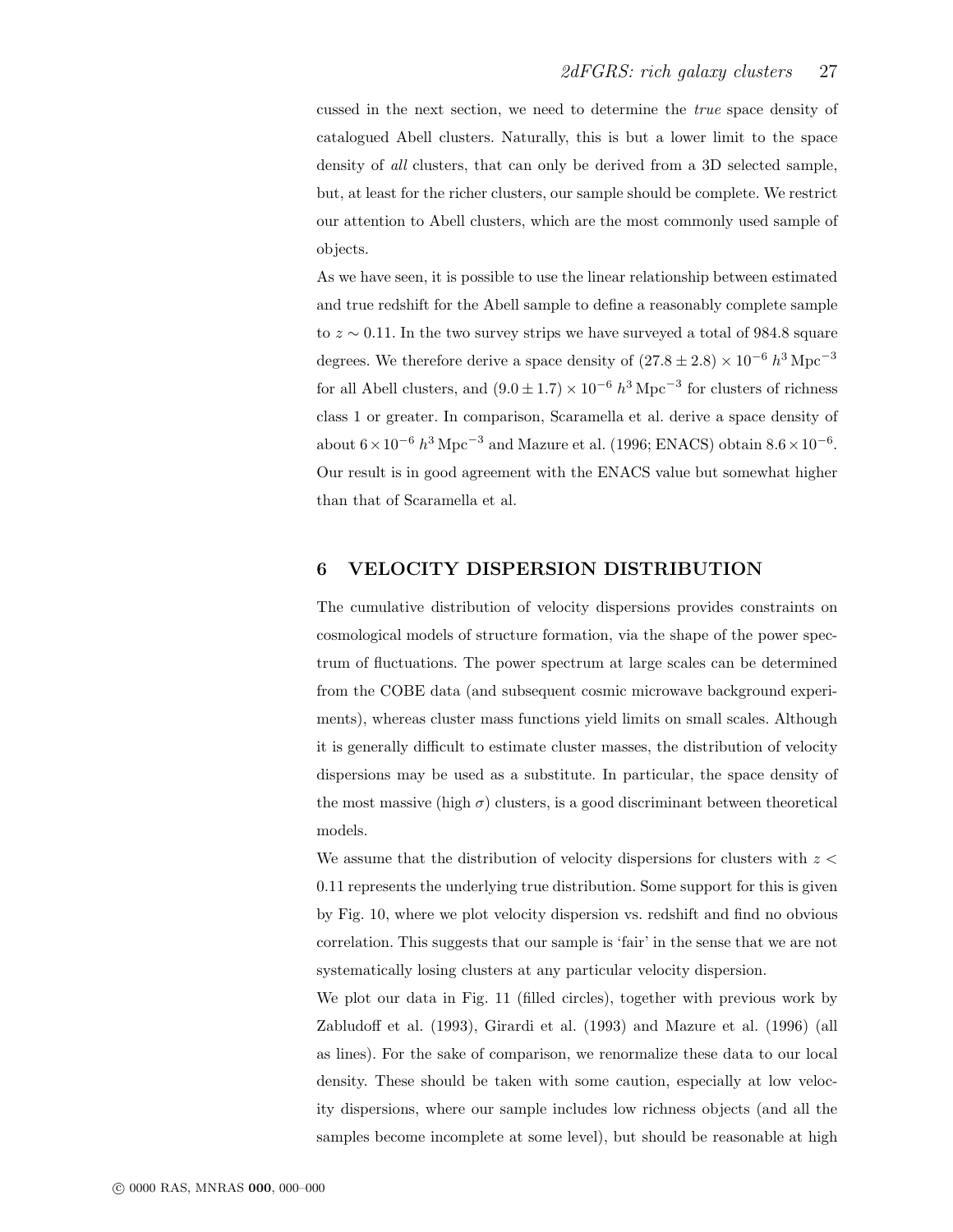cussed in the next section, we need to determine the *true* space density of catalogued Abell clusters. Naturally, this is but a lower limit to the space density of *all* clusters, that can only be derived from a 3D selected sample, but, at least for the richer clusters, our sample should be complete. We restrict our attention to Abell clusters, which are the most commonly used sample of objects.

As we have seen, it is possible to use the linear relationship between estimated and true redshift for the Abell sample to define a reasonably complete sample to $z \sim 0.11$. In the two survey strips we have surveyed a total of 984.8 square degrees. We therefore derive a space density of $(27.8 \pm 2.8) \times 10^{-6}\ h^3\,\mathrm{Mpc}^{-3}$ for all Abell clusters, and $(9.0 \pm 1.7) \times 10^{-6}\ h^3\,\mathrm{Mpc}^{-3}$ for clusters of richness class 1 or greater. In comparison, Scaramella et al. derive a space density of about $6 \times 10^{-6}\ h^3\,\mathrm{Mpc}^{-3}$ and Mazure et al. (1996; ENACS) obtain $8.6 \times 10^{-6}$. Our result is in good agreement with the ENACS value but somewhat higher than that of Scaramella et al.

## 6 VELOCITY DISPERSION DISTRIBUTION

The cumulative distribution of velocity dispersions provides constraints on cosmological models of structure formation, via the shape of the power spectrum of fluctuations. The power spectrum at large scales can be determined from the COBE data (and subsequent cosmic microwave background experiments), whereas cluster mass functions yield limits on small scales. Although it is generally difficult to estimate cluster masses, the distribution of velocity dispersions may be used as a substitute. In particular, the space density of the most massive (high $\sigma$) clusters, is a good discriminant between theoretical models.

We assume that the distribution of velocity dispersions for clusters with $z < 0.11$ represents the underlying true distribution. Some support for this is given by Fig. 10, where we plot velocity dispersion vs. redshift and find no obvious correlation. This suggests that our sample is 'fair' in the sense that we are not systematically losing clusters at any particular velocity dispersion.

We plot our data in Fig. 11 (filled circles), together with previous work by Zabludoff et al. (1993), Girardi et al. (1993) and Mazure et al. (1996) (all as lines). For the sake of comparison, we renormalize these data to our local density. These should be taken with some caution, especially at low velocity dispersions, where our sample includes low richness objects (and all the samples become incomplete at some level), but should be reasonable at high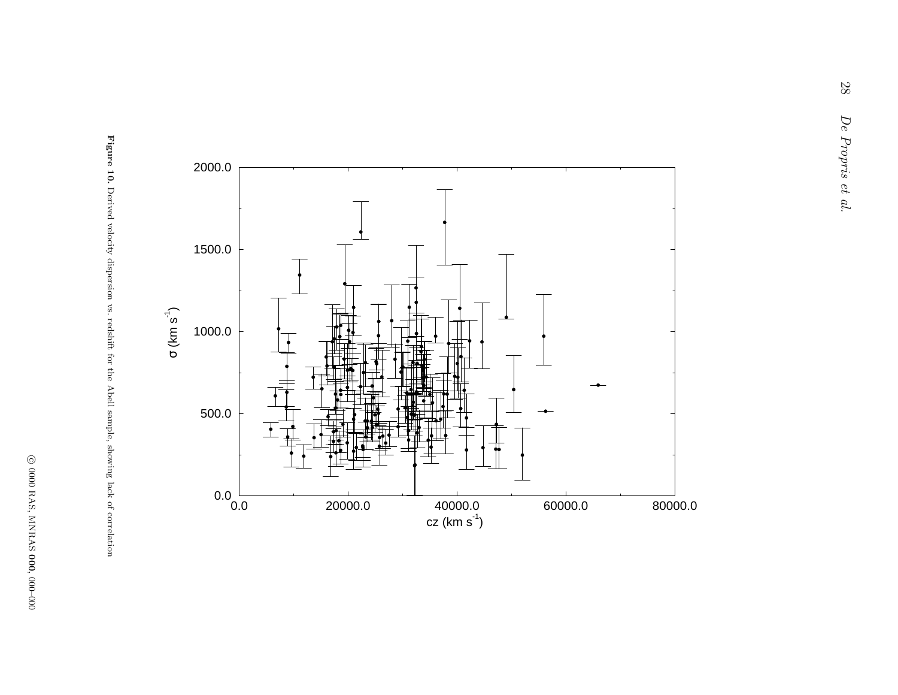**Figure 10.** Derived velocity dispersion vs. redshift for the Abell sample, showing lack of correlation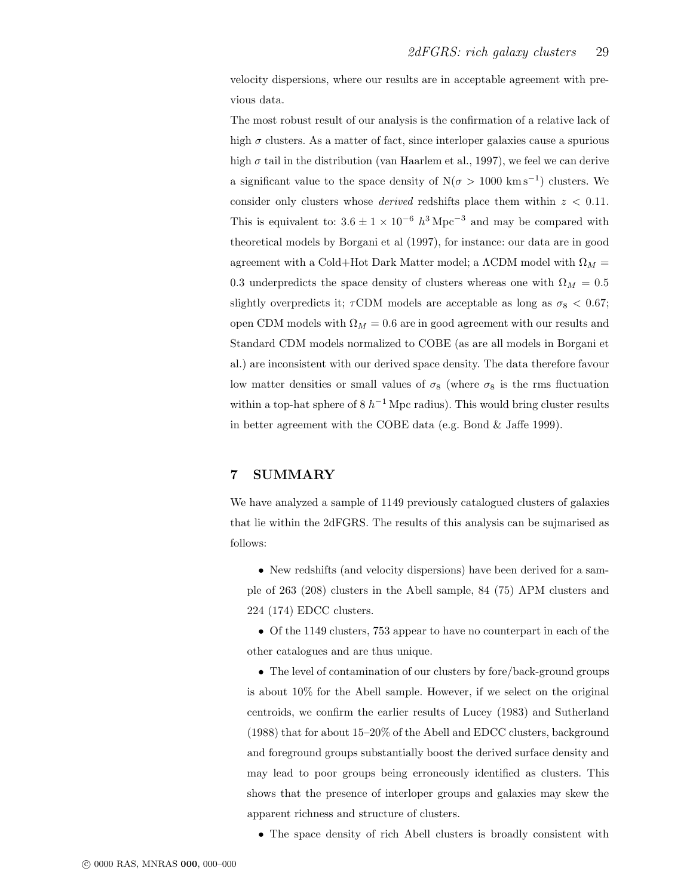velocity dispersions, where our results are in acceptable agreement with previous data.

The most robust result of our analysis is the confirmation of a relative lack of high $\sigma$ clusters. As a matter of fact, since interloper galaxies cause a spurious high $\sigma$ tail in the distribution (van Haarlem et al., 1997), we feel we can derive a significant value to the space density of N($\sigma > 1000$ km s$^{-1}$) clusters. We consider only clusters whose *derived* redshifts place them within $z < 0.11$. This is equivalent to: $3.6 \pm 1 \times 10^{-6}$ $h^3$ Mpc$^{-3}$ and may be compared with theoretical models by Borgani et al (1997), for instance: our data are in good agreement with a Cold+Hot Dark Matter model; a ΛCDM model with $\Omega_M = 0.3$ underpredicts the space density of clusters whereas one with $\Omega_M = 0.5$ slightly overpredicts it; $\tau$CDM models are acceptable as long as $\sigma_8 < 0.67$; open CDM models with $\Omega_M = 0.6$ are in good agreement with our results and Standard CDM models normalized to COBE (as are all models in Borgani et al.) are inconsistent with our derived space density. The data therefore favour low matter densities or small values of $\sigma_8$ (where $\sigma_8$ is the rms fluctuation within a top-hat sphere of 8 $h^{-1}$ Mpc radius). This would bring cluster results in better agreement with the COBE data (e.g. Bond & Jaffe 1999).

## 7 SUMMARY

We have analyzed a sample of 1149 previously catalogued clusters of galaxies that lie within the 2dFGRS. The results of this analysis can be sujmarised as follows:

- New redshifts (and velocity dispersions) have been derived for a sample of 263 (208) clusters in the Abell sample, 84 (75) APM clusters and 224 (174) EDCC clusters.
- Of the 1149 clusters, 753 appear to have no counterpart in each of the other catalogues and are thus unique.
- The level of contamination of our clusters by fore/back-ground groups is about 10% for the Abell sample. However, if we select on the original centroids, we confirm the earlier results of Lucey (1983) and Sutherland (1988) that for about 15–20% of the Abell and EDCC clusters, background and foreground groups substantially boost the derived surface density and may lead to poor groups being erroneously identified as clusters. This shows that the presence of interloper groups and galaxies may skew the apparent richness and structure of clusters.
- The space density of rich Abell clusters is broadly consistent with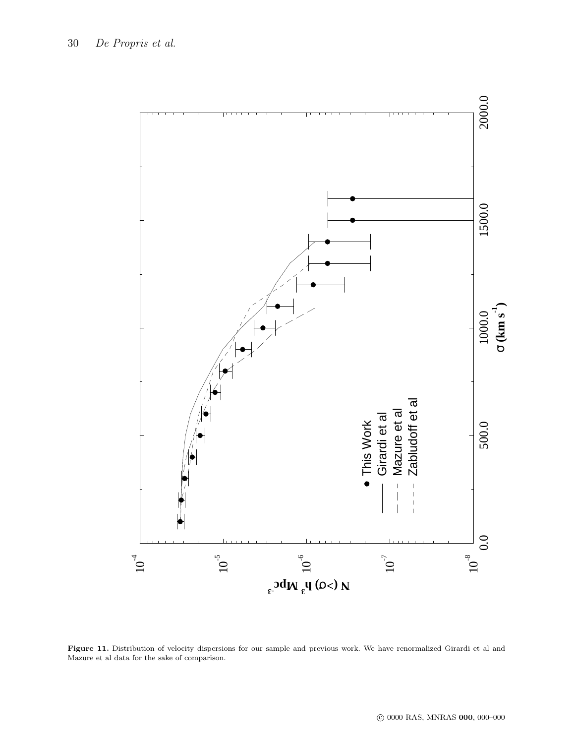**Figure 11.** Distribution of velocity dispersions for our sample and previous work. We have renormalized Girardi et al and Mazure et al data for the sake of comparison.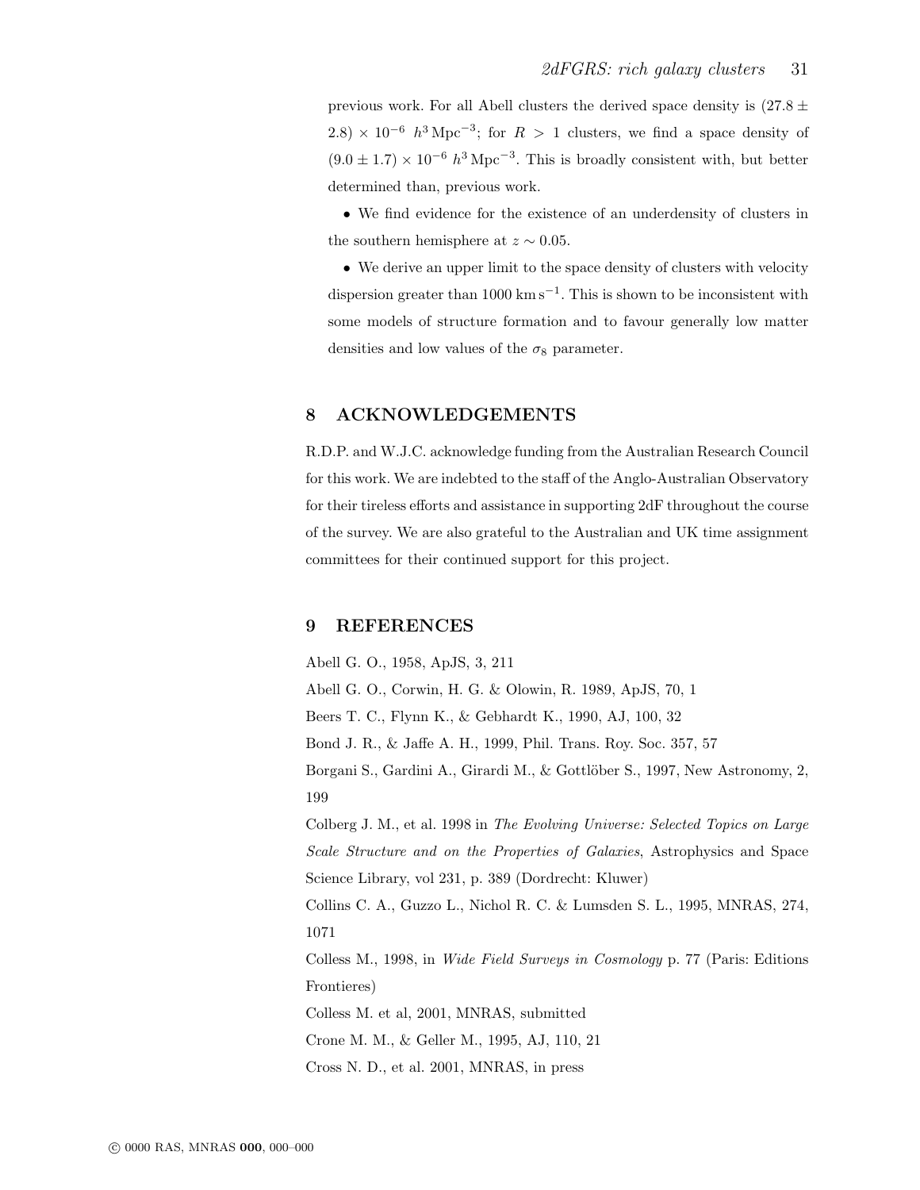previous work. For all Abell clusters the derived space density is $(27.8 \pm 2.8) \times 10^{-6}\ h^3\,\mathrm{Mpc}^{-3}$; for $R > 1$ clusters, we find a space density of $(9.0 \pm 1.7) \times 10^{-6}\ h^3\,\mathrm{Mpc}^{-3}$. This is broadly consistent with, but better determined than, previous work.

- We find evidence for the existence of an underdensity of clusters in the southern hemisphere at $z \sim 0.05$.
- We derive an upper limit to the space density of clusters with velocity dispersion greater than $1000\ \mathrm{km\,s^{-1}}$. This is shown to be inconsistent with some models of structure formation and to favour generally low matter densities and low values of the $\sigma_8$ parameter.

## 8 ACKNOWLEDGEMENTS

R.D.P. and W.J.C. acknowledge funding from the Australian Research Council for this work. We are indebted to the staff of the Anglo-Australian Observatory for their tireless efforts and assistance in supporting 2dF throughout the course of the survey. We are also grateful to the Australian and UK time assignment committees for their continued support for this project.

## 9 REFERENCES

Abell G. O., 1958, ApJS, 3, 211

Abell G. O., Corwin, H. G. & Olowin, R. 1989, ApJS, 70, 1

Beers T. C., Flynn K., & Gebhardt K., 1990, AJ, 100, 32

Bond J. R., & Jaffe A. H., 1999, Phil. Trans. Roy. Soc. 357, 57

Borgani S., Gardini A., Girardi M., & Gottlöber S., 1997, New Astronomy, 2, 199

Colberg J. M., et al. 1998 in *The Evolving Universe: Selected Topics on Large Scale Structure and on the Properties of Galaxies*, Astrophysics and Space Science Library, vol 231, p. 389 (Dordrecht: Kluwer)

Collins C. A., Guzzo L., Nichol R. C. & Lumsden S. L., 1995, MNRAS, 274, 1071

Colless M., 1998, in *Wide Field Surveys in Cosmology* p. 77 (Paris: Editions Frontieres)

Colless M. et al, 2001, MNRAS, submitted

Crone M. M., & Geller M., 1995, AJ, 110, 21

Cross N. D., et al. 2001, MNRAS, in press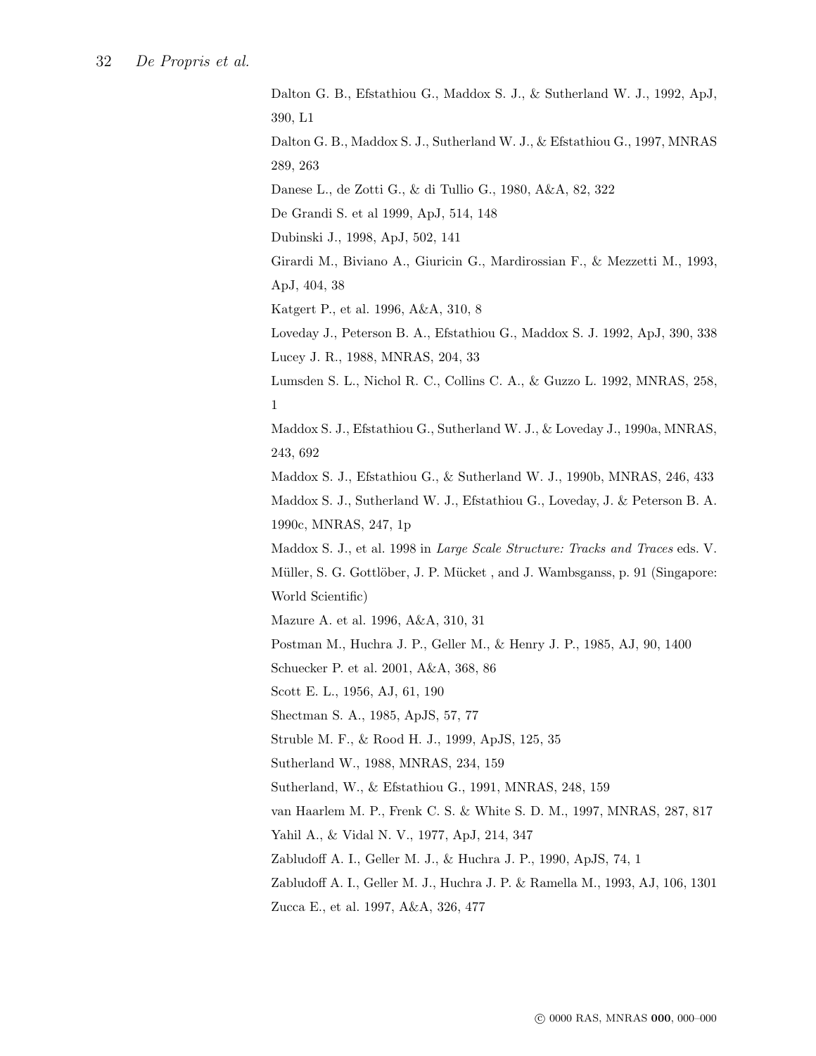Dalton G. B., Efstathiou G., Maddox S. J., & Sutherland W. J., 1992, ApJ, 390, L1

Dalton G. B., Maddox S. J., Sutherland W. J., & Efstathiou G., 1997, MNRAS 289, 263

Danese L., de Zotti G., & di Tullio G., 1980, A&A, 82, 322

De Grandi S. et al 1999, ApJ, 514, 148

Dubinski J., 1998, ApJ, 502, 141

Girardi M., Biviano A., Giuricin G., Mardirossian F., & Mezzetti M., 1993, ApJ, 404, 38

Katgert P., et al. 1996, A&A, 310, 8

Loveday J., Peterson B. A., Efstathiou G., Maddox S. J. 1992, ApJ, 390, 338

Lucey J. R., 1988, MNRAS, 204, 33

Lumsden S. L., Nichol R. C., Collins C. A., & Guzzo L. 1992, MNRAS, 258, 1

Maddox S. J., Efstathiou G., Sutherland W. J., & Loveday J., 1990a, MNRAS, 243, 692

Maddox S. J., Efstathiou G., & Sutherland W. J., 1990b, MNRAS, 246, 433

Maddox S. J., Sutherland W. J., Efstathiou G., Loveday, J. & Peterson B. A. 1990c, MNRAS, 247, 1p

Maddox S. J., et al. 1998 in *Large Scale Structure: Tracks and Traces* eds. V. Müller, S. G. Gottlöber, J. P. Mücket , and J. Wambsganss, p. 91 (Singapore: World Scientific)

Mazure A. et al. 1996, A&A, 310, 31

Postman M., Huchra J. P., Geller M., & Henry J. P., 1985, AJ, 90, 1400

Schuecker P. et al. 2001, A&A, 368, 86

Scott E. L., 1956, AJ, 61, 190

Shectman S. A., 1985, ApJS, 57, 77

Struble M. F., & Rood H. J., 1999, ApJS, 125, 35

Sutherland W., 1988, MNRAS, 234, 159

Sutherland, W., & Efstathiou G., 1991, MNRAS, 248, 159

van Haarlem M. P., Frenk C. S. & White S. D. M., 1997, MNRAS, 287, 817

Yahil A., & Vidal N. V., 1977, ApJ, 214, 347

Zabludoff A. I., Geller M. J., & Huchra J. P., 1990, ApJS, 74, 1

Zabludoff A. I., Geller M. J., Huchra J. P. & Ramella M., 1993, AJ, 106, 1301

Zucca E., et al. 1997, A&A, 326, 477